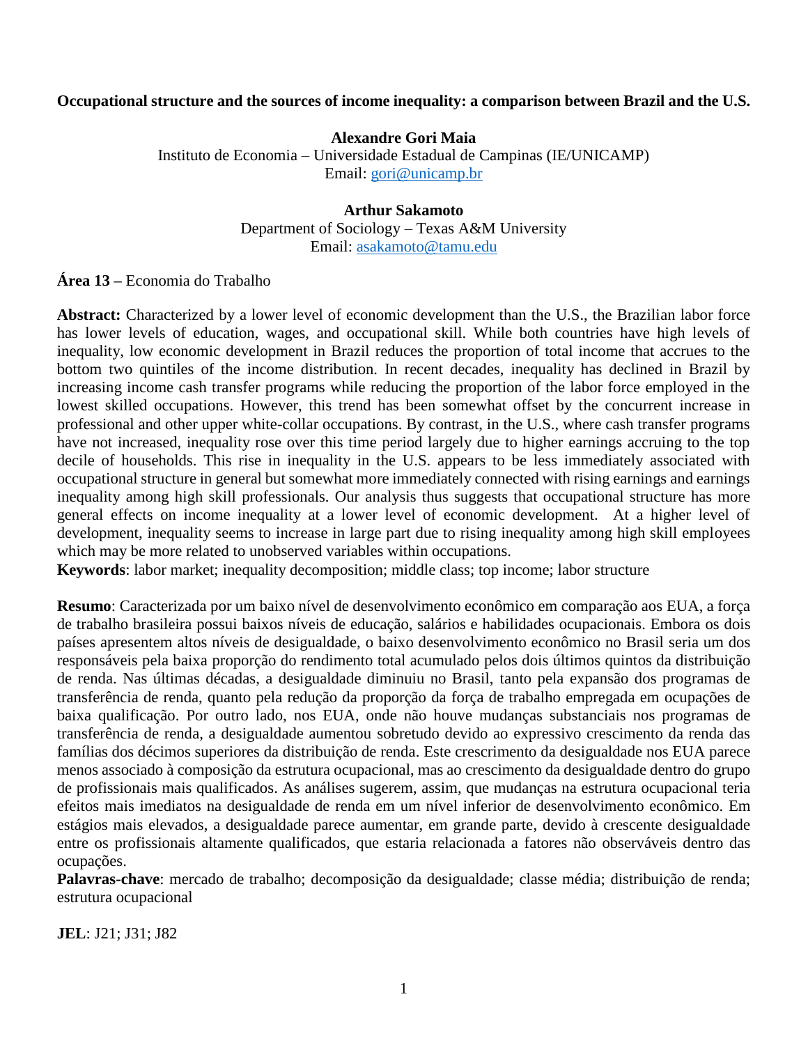**Occupational structure and the sources of income inequality: a comparison between Brazil and the U.S.**

**Alexandre Gori Maia**
Instituto de Economia – Universidade Estadual de Campinas (IE/UNICAMP)
Email: gori@unicamp.br

**Arthur Sakamoto**
Department of Sociology – Texas A&M University
Email: asakamoto@tamu.edu

**Área 13 –** Economia do Trabalho

**Abstract:** Characterized by a lower level of economic development than the U.S., the Brazilian labor force has lower levels of education, wages, and occupational skill. While both countries have high levels of inequality, low economic development in Brazil reduces the proportion of total income that accrues to the bottom two quintiles of the income distribution. In recent decades, inequality has declined in Brazil by increasing income cash transfer programs while reducing the proportion of the labor force employed in the lowest skilled occupations. However, this trend has been somewhat offset by the concurrent increase in professional and other upper white-collar occupations. By contrast, in the U.S., where cash transfer programs have not increased, inequality rose over this time period largely due to higher earnings accruing to the top decile of households. This rise in inequality in the U.S. appears to be less immediately associated with occupational structure in general but somewhat more immediately connected with rising earnings and earnings inequality among high skill professionals. Our analysis thus suggests that occupational structure has more general effects on income inequality at a lower level of economic development. At a higher level of development, inequality seems to increase in large part due to rising inequality among high skill employees which may be more related to unobserved variables within occupations.

**Keywords**: labor market; inequality decomposition; middle class; top income; labor structure

**Resumo**: Caracterizada por um baixo nível de desenvolvimento econômico em comparação aos EUA, a força de trabalho brasileira possui baixos níveis de educação, salários e habilidades ocupacionais. Embora os dois países apresentem altos níveis de desigualdade, o baixo desenvolvimento econômico no Brasil seria um dos responsáveis pela baixa proporção do rendimento total acumulado pelos dois últimos quintos da distribuição de renda. Nas últimas décadas, a desigualdade diminuiu no Brasil, tanto pela expansão dos programas de transferência de renda, quanto pela redução da proporção da força de trabalho empregada em ocupações de baixa qualificação. Por outro lado, nos EUA, onde não houve mudanças substanciais nos programas de transferência de renda, a desigualdade aumentou sobretudo devido ao expressivo crescimento da renda das famílias dos décimos superiores da distribuição de renda. Este crescrimento da desigualdade nos EUA parece menos associado à composição da estrutura ocupacional, mas ao crescimento da desigualdade dentro do grupo de profissionais mais qualificados. As análises sugerem, assim, que mudanças na estrutura ocupacional teria efeitos mais imediatos na desigualdade de renda em um nível inferior de desenvolvimento econômico. Em estágios mais elevados, a desigualdade parece aumentar, em grande parte, devido à crescente desigualdade entre os profissionais altamente qualificados, que estaria relacionada a fatores não observáveis dentro das ocupações.

**Palavras-chave**: mercado de trabalho; decomposição da desigualdade; classe média; distribuição de renda; estrutura ocupacional

**JEL**: J21; J31; J82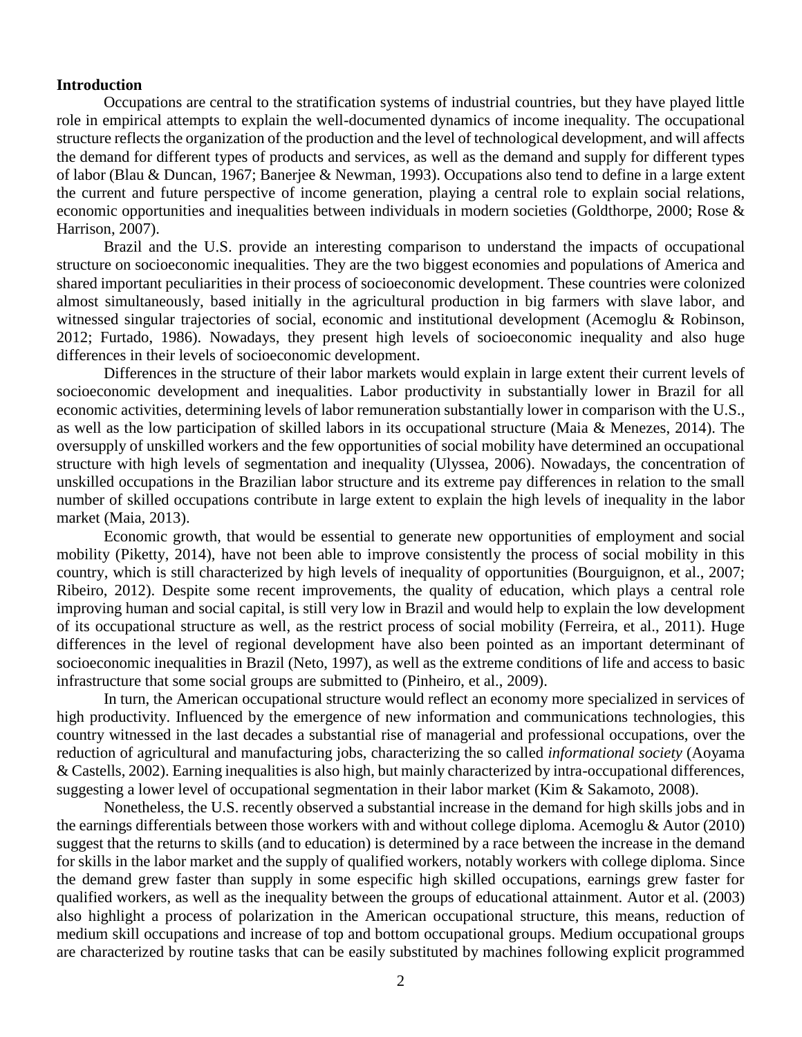**Introduction**

Occupations are central to the stratification systems of industrial countries, but they have played little role in empirical attempts to explain the well-documented dynamics of income inequality. The occupational structure reflects the organization of the production and the level of technological development, and will affects the demand for different types of products and services, as well as the demand and supply for different types of labor (Blau & Duncan, 1967; Banerjee & Newman, 1993). Occupations also tend to define in a large extent the current and future perspective of income generation, playing a central role to explain social relations, economic opportunities and inequalities between individuals in modern societies (Goldthorpe, 2000; Rose & Harrison, 2007).

Brazil and the U.S. provide an interesting comparison to understand the impacts of occupational structure on socioeconomic inequalities. They are the two biggest economies and populations of America and shared important peculiarities in their process of socioeconomic development. These countries were colonized almost simultaneously, based initially in the agricultural production in big farmers with slave labor, and witnessed singular trajectories of social, economic and institutional development (Acemoglu & Robinson, 2012; Furtado, 1986). Nowadays, they present high levels of socioeconomic inequality and also huge differences in their levels of socioeconomic development.

Differences in the structure of their labor markets would explain in large extent their current levels of socioeconomic development and inequalities. Labor productivity in substantially lower in Brazil for all economic activities, determining levels of labor remuneration substantially lower in comparison with the U.S., as well as the low participation of skilled labors in its occupational structure (Maia & Menezes, 2014). The oversupply of unskilled workers and the few opportunities of social mobility have determined an occupational structure with high levels of segmentation and inequality (Ulyssea, 2006). Nowadays, the concentration of unskilled occupations in the Brazilian labor structure and its extreme pay differences in relation to the small number of skilled occupations contribute in large extent to explain the high levels of inequality in the labor market (Maia, 2013).

Economic growth, that would be essential to generate new opportunities of employment and social mobility (Piketty, 2014), have not been able to improve consistently the process of social mobility in this country, which is still characterized by high levels of inequality of opportunities (Bourguignon, et al., 2007; Ribeiro, 2012). Despite some recent improvements, the quality of education, which plays a central role improving human and social capital, is still very low in Brazil and would help to explain the low development of its occupational structure as well, as the restrict process of social mobility (Ferreira, et al., 2011). Huge differences in the level of regional development have also been pointed as an important determinant of socioeconomic inequalities in Brazil (Neto, 1997), as well as the extreme conditions of life and access to basic infrastructure that some social groups are submitted to (Pinheiro, et al., 2009).

In turn, the American occupational structure would reflect an economy more specialized in services of high productivity. Influenced by the emergence of new information and communications technologies, this country witnessed in the last decades a substantial rise of managerial and professional occupations, over the reduction of agricultural and manufacturing jobs, characterizing the so called *informational society* (Aoyama & Castells, 2002). Earning inequalities is also high, but mainly characterized by intra-occupational differences, suggesting a lower level of occupational segmentation in their labor market (Kim & Sakamoto, 2008).

Nonetheless, the U.S. recently observed a substantial increase in the demand for high skills jobs and in the earnings differentials between those workers with and without college diploma. Acemoglu & Autor (2010) suggest that the returns to skills (and to education) is determined by a race between the increase in the demand for skills in the labor market and the supply of qualified workers, notably workers with college diploma. Since the demand grew faster than supply in some especific high skilled occupations, earnings grew faster for qualified workers, as well as the inequality between the groups of educational attainment. Autor et al. (2003) also highlight a process of polarization in the American occupational structure, this means, reduction of medium skill occupations and increase of top and bottom occupational groups. Medium occupational groups are characterized by routine tasks that can be easily substituted by machines following explicit programmed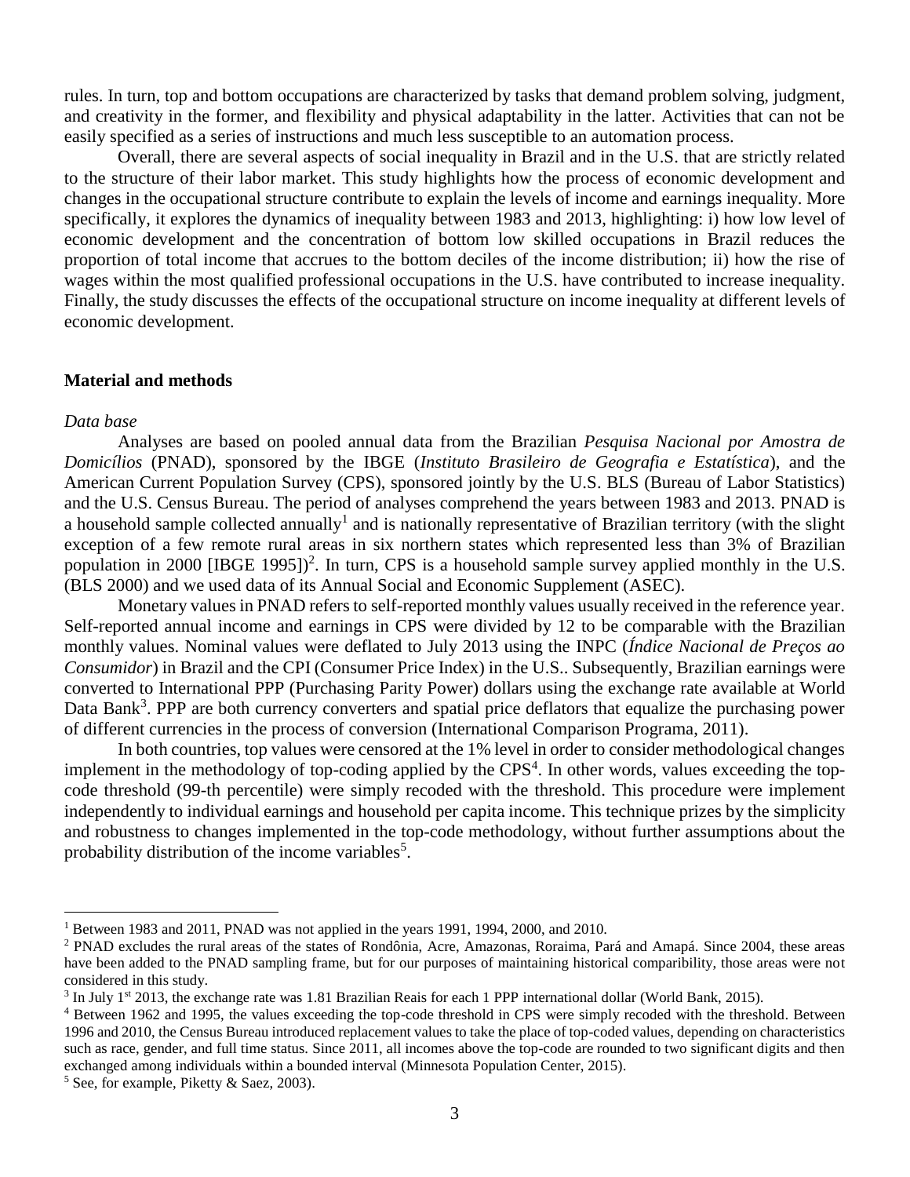rules. In turn, top and bottom occupations are characterized by tasks that demand problem solving, judgment, and creativity in the former, and flexibility and physical adaptability in the latter. Activities that can not be easily specified as a series of instructions and much less susceptible to an automation process.

Overall, there are several aspects of social inequality in Brazil and in the U.S. that are strictly related to the structure of their labor market. This study highlights how the process of economic development and changes in the occupational structure contribute to explain the levels of income and earnings inequality. More specifically, it explores the dynamics of inequality between 1983 and 2013, highlighting: i) how low level of economic development and the concentration of bottom low skilled occupations in Brazil reduces the proportion of total income that accrues to the bottom deciles of the income distribution; ii) how the rise of wages within the most qualified professional occupations in the U.S. have contributed to increase inequality. Finally, the study discusses the effects of the occupational structure on income inequality at different levels of economic development.

## Material and methods

*Data base*

Analyses are based on pooled annual data from the Brazilian *Pesquisa Nacional por Amostra de Domicílios* (PNAD), sponsored by the IBGE (*Instituto Brasileiro de Geografia e Estatística*), and the American Current Population Survey (CPS), sponsored jointly by the U.S. BLS (Bureau of Labor Statistics) and the U.S. Census Bureau. The period of analyses comprehend the years between 1983 and 2013. PNAD is a household sample collected annually[1] and is nationally representative of Brazilian territory (with the slight exception of a few remote rural areas in six northern states which represented less than 3% of Brazilian population in 2000 [IBGE 1995])[2]. In turn, CPS is a household sample survey applied monthly in the U.S. (BLS 2000) and we used data of its Annual Social and Economic Supplement (ASEC).

Monetary values in PNAD refers to self-reported monthly values usually received in the reference year. Self-reported annual income and earnings in CPS were divided by 12 to be comparable with the Brazilian monthly values. Nominal values were deflated to July 2013 using the INPC (*Índice Nacional de Preços ao Consumidor*) in Brazil and the CPI (Consumer Price Index) in the U.S.. Subsequently, Brazilian earnings were converted to International PPP (Purchasing Parity Power) dollars using the exchange rate available at World Data Bank[3]. PPP are both currency converters and spatial price deflators that equalize the purchasing power of different currencies in the process of conversion (International Comparison Programa, 2011).

In both countries, top values were censored at the 1% level in order to consider methodological changes implement in the methodology of top-coding applied by the CPS[4]. In other words, values exceeding the top-code threshold (99-th percentile) were simply recoded with the threshold. This procedure were implement independently to individual earnings and household per capita income. This technique prizes by the simplicity and robustness to changes implemented in the top-code methodology, without further assumptions about the probability distribution of the income variables[5].

---

[1] Between 1983 and 2011, PNAD was not applied in the years 1991, 1994, 2000, and 2010.

[2] PNAD excludes the rural areas of the states of Rondônia, Acre, Amazonas, Roraima, Pará and Amapá. Since 2004, these areas have been added to the PNAD sampling frame, but for our purposes of maintaining historical comparibility, those areas were not considered in this study.

[3] In July 1st 2013, the exchange rate was 1.81 Brazilian Reais for each 1 PPP international dollar (World Bank, 2015).

[4] Between 1962 and 1995, the values exceeding the top-code threshold in CPS were simply recoded with the threshold. Between 1996 and 2010, the Census Bureau introduced replacement values to take the place of top-coded values, depending on characteristics such as race, gender, and full time status. Since 2011, all incomes above the top-code are rounded to two significant digits and then exchanged among individuals within a bounded interval (Minnesota Population Center, 2015).

[5] See, for example, Piketty & Saez, 2003).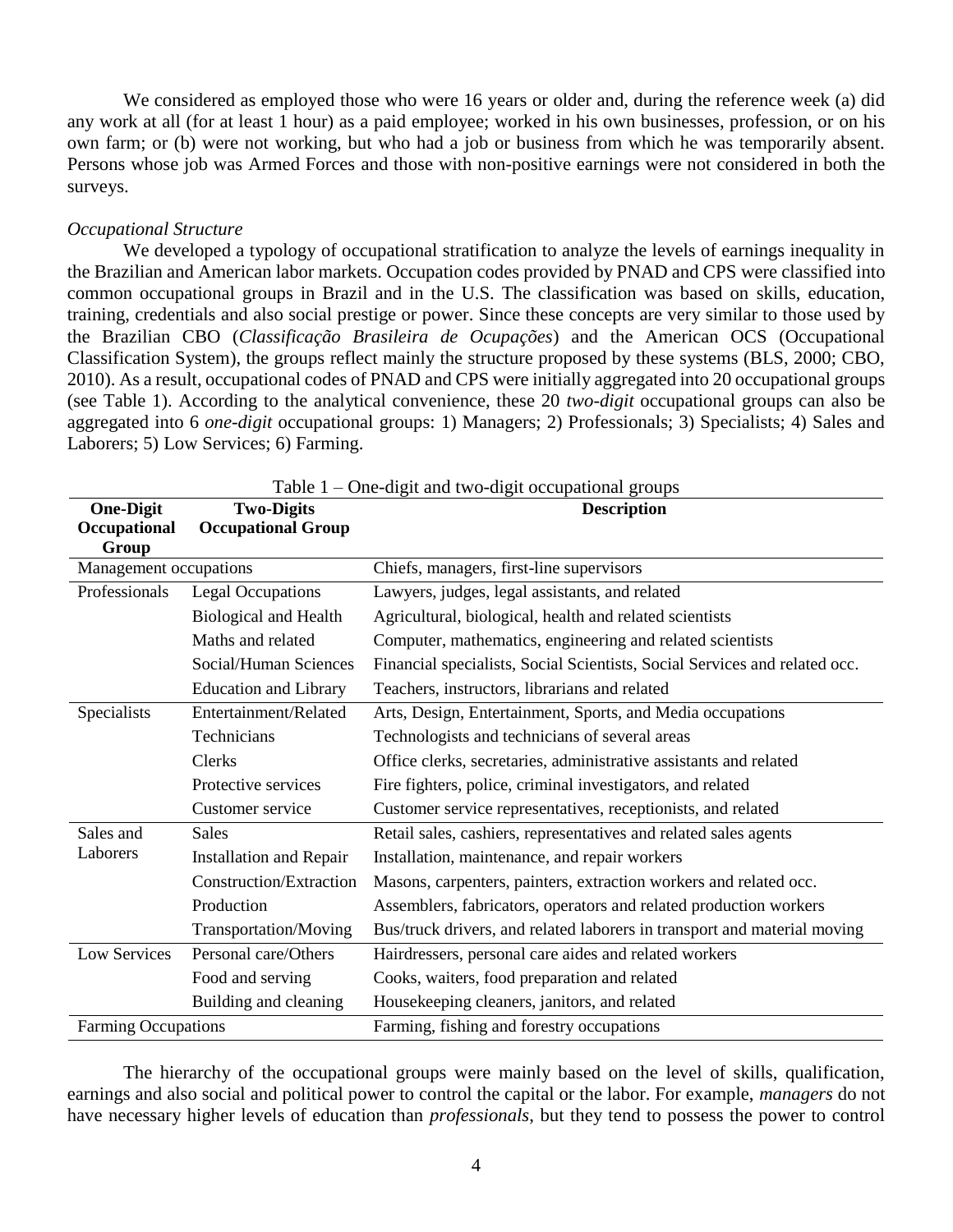We considered as employed those who were 16 years or older and, during the reference week (a) did any work at all (for at least 1 hour) as a paid employee; worked in his own businesses, profession, or on his own farm; or (b) were not working, but who had a job or business from which he was temporarily absent. Persons whose job was Armed Forces and those with non-positive earnings were not considered in both the surveys.

*Occupational Structure*

We developed a typology of occupational stratification to analyze the levels of earnings inequality in the Brazilian and American labor markets. Occupation codes provided by PNAD and CPS were classified into common occupational groups in Brazil and in the U.S. The classification was based on skills, education, training, credentials and also social prestige or power. Since these concepts are very similar to those used by the Brazilian CBO (*Classificação Brasileira de Ocupações*) and the American OCS (Occupational Classification System), the groups reflect mainly the structure proposed by these systems (BLS, 2000; CBO, 2010). As a result, occupational codes of PNAD and CPS were initially aggregated into 20 occupational groups (see Table 1). According to the analytical convenience, these 20 *two-digit* occupational groups can also be aggregated into 6 *one-digit* occupational groups: 1) Managers; 2) Professionals; 3) Specialists; 4) Sales and Laborers; 5) Low Services; 6) Farming.

Table 1 – One-digit and two-digit occupational groups

| One-Digit Occupational Group | Two-Digits Occupational Group | Description |
|---|---|---|
| Management occupations | | Chiefs, managers, first-line supervisors |
| Professionals | Legal Occupations | Lawyers, judges, legal assistants, and related |
| | Biological and Health | Agricultural, biological, health and related scientists |
| | Maths and related | Computer, mathematics, engineering and related scientists |
| | Social/Human Sciences | Financial specialists, Social Scientists, Social Services and related occ. |
| | Education and Library | Teachers, instructors, librarians and related |
| Specialists | Entertainment/Related | Arts, Design, Entertainment, Sports, and Media occupations |
| | Technicians | Technologists and technicians of several areas |
| | Clerks | Office clerks, secretaries, administrative assistants and related |
| | Protective services | Fire fighters, police, criminal investigators, and related |
| | Customer service | Customer service representatives, receptionists, and related |
| Sales and Laborers | Sales | Retail sales, cashiers, representatives and related sales agents |
| | Installation and Repair | Installation, maintenance, and repair workers |
| | Construction/Extraction | Masons, carpenters, painters, extraction workers and related occ. |
| | Production | Assemblers, fabricators, operators and related production workers |
| | Transportation/Moving | Bus/truck drivers, and related laborers in transport and material moving |
| Low Services | Personal care/Others | Hairdressers, personal care aides and related workers |
| | Food and serving | Cooks, waiters, food preparation and related |
| | Building and cleaning | Housekeeping cleaners, janitors, and related |
| Farming Occupations | | Farming, fishing and forestry occupations |

The hierarchy of the occupational groups were mainly based on the level of skills, qualification, earnings and also social and political power to control the capital or the labor. For example, *managers* do not have necessary higher levels of education than *professionals*, but they tend to possess the power to control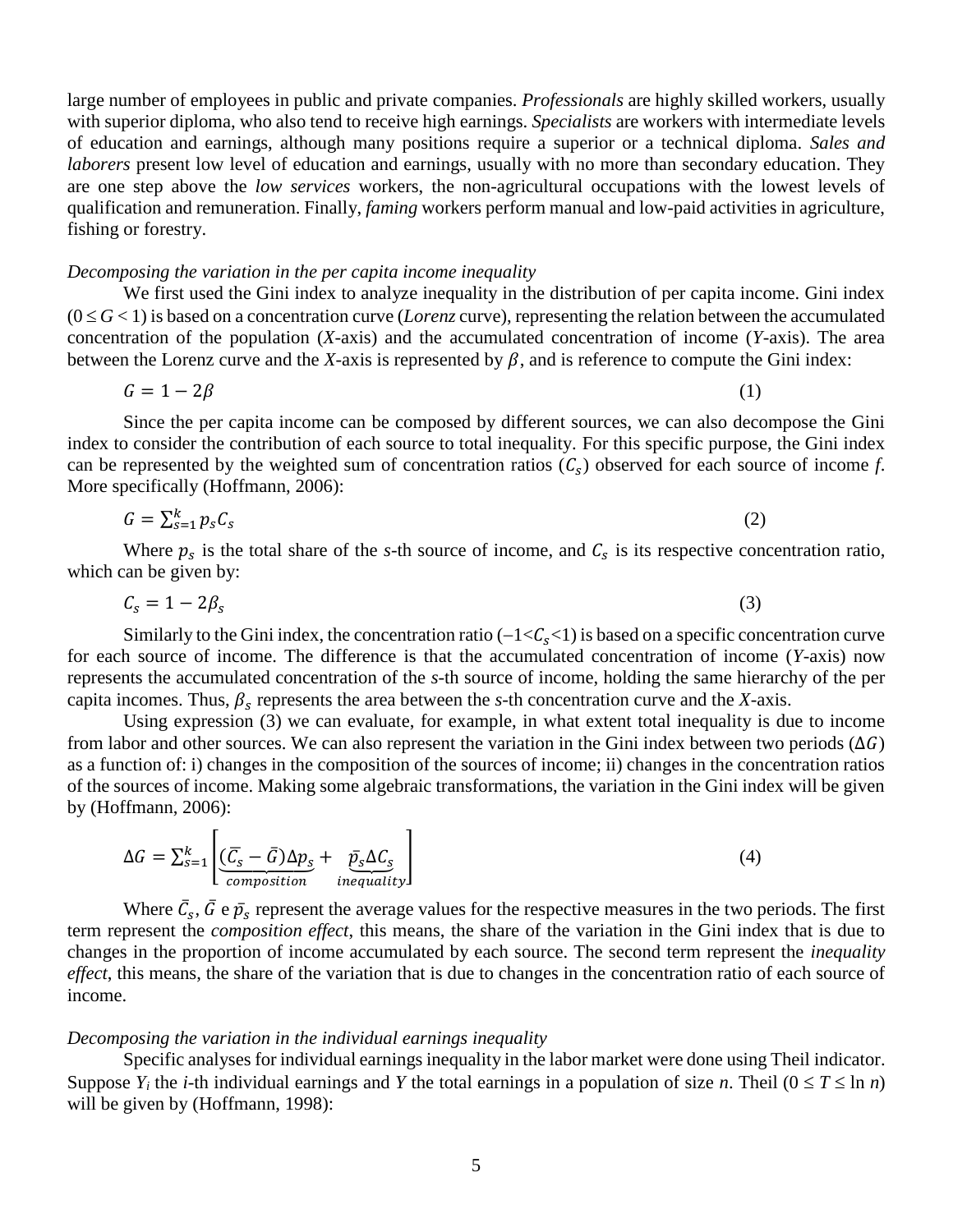large number of employees in public and private companies. *Professionals* are highly skilled workers, usually with superior diploma, who also tend to receive high earnings. *Specialists* are workers with intermediate levels of education and earnings, although many positions require a superior or a technical diploma. *Sales and laborers* present low level of education and earnings, usually with no more than secondary education. They are one step above the *low services* workers, the non-agricultural occupations with the lowest levels of qualification and remuneration. Finally, *faming* workers perform manual and low-paid activities in agriculture, fishing or forestry.

*Decomposing the variation in the per capita income inequality*

We first used the Gini index to analyze inequality in the distribution of per capita income. Gini index ($0 \leq G < 1$) is based on a concentration curve (*Lorenz* curve), representing the relation between the accumulated concentration of the population (*X*-axis) and the accumulated concentration of income (*Y*-axis). The area between the Lorenz curve and the *X*-axis is represented by $\beta$, and is reference to compute the Gini index:

$$G = 1 - 2\beta \tag{1}$$

Since the per capita income can be composed by different sources, we can also decompose the Gini index to consider the contribution of each source to total inequality. For this specific purpose, the Gini index can be represented by the weighted sum of concentration ratios ($C_s$) observed for each source of income *f*. More specifically (Hoffmann, 2006):

$$G = \sum_{s=1}^{k} p_s C_s \tag{2}$$

Where $p_s$ is the total share of the *s*-th source of income, and $C_s$ is its respective concentration ratio, which can be given by:

$$C_s = 1 - 2\beta_s \tag{3}$$

Similarly to the Gini index, the concentration ratio ($-1 < C_s < 1$) is based on a specific concentration curve for each source of income. The difference is that the accumulated concentration of income (*Y*-axis) now represents the accumulated concentration of the *s*-th source of income, holding the same hierarchy of the per capita incomes. Thus, $\beta_s$ represents the area between the *s*-th concentration curve and the *X*-axis.

Using expression (3) we can evaluate, for example, in what extent total inequality is due to income from labor and other sources. We can also represent the variation in the Gini index between two periods ($\Delta G$) as a function of: i) changes in the composition of the sources of income; ii) changes in the concentration ratios of the sources of income. Making some algebraic transformations, the variation in the Gini index will be given by (Hoffmann, 2006):

$$\Delta G = \sum_{s=1}^{k} \left[ \underbrace{(\bar{C}_s - \bar{G})\Delta p_s}_{composition} + \underbrace{\bar{p}_s \Delta C_s}_{inequality} \right] \tag{4}$$

Where $\bar{C}_s$, $\bar{G}$ e $\bar{p}_s$ represent the average values for the respective measures in the two periods. The first term represent the *composition effect*, this means, the share of the variation in the Gini index that is due to changes in the proportion of income accumulated by each source. The second term represent the *inequality effect*, this means, the share of the variation that is due to changes in the concentration ratio of each source of income.

*Decomposing the variation in the individual earnings inequality*

Specific analyses for individual earnings inequality in the labor market were done using Theil indicator. Suppose $Y_i$ the *i*-th individual earnings and *Y* the total earnings in a population of size *n*. Theil ($0 \leq T \leq \ln n$) will be given by (Hoffmann, 1998):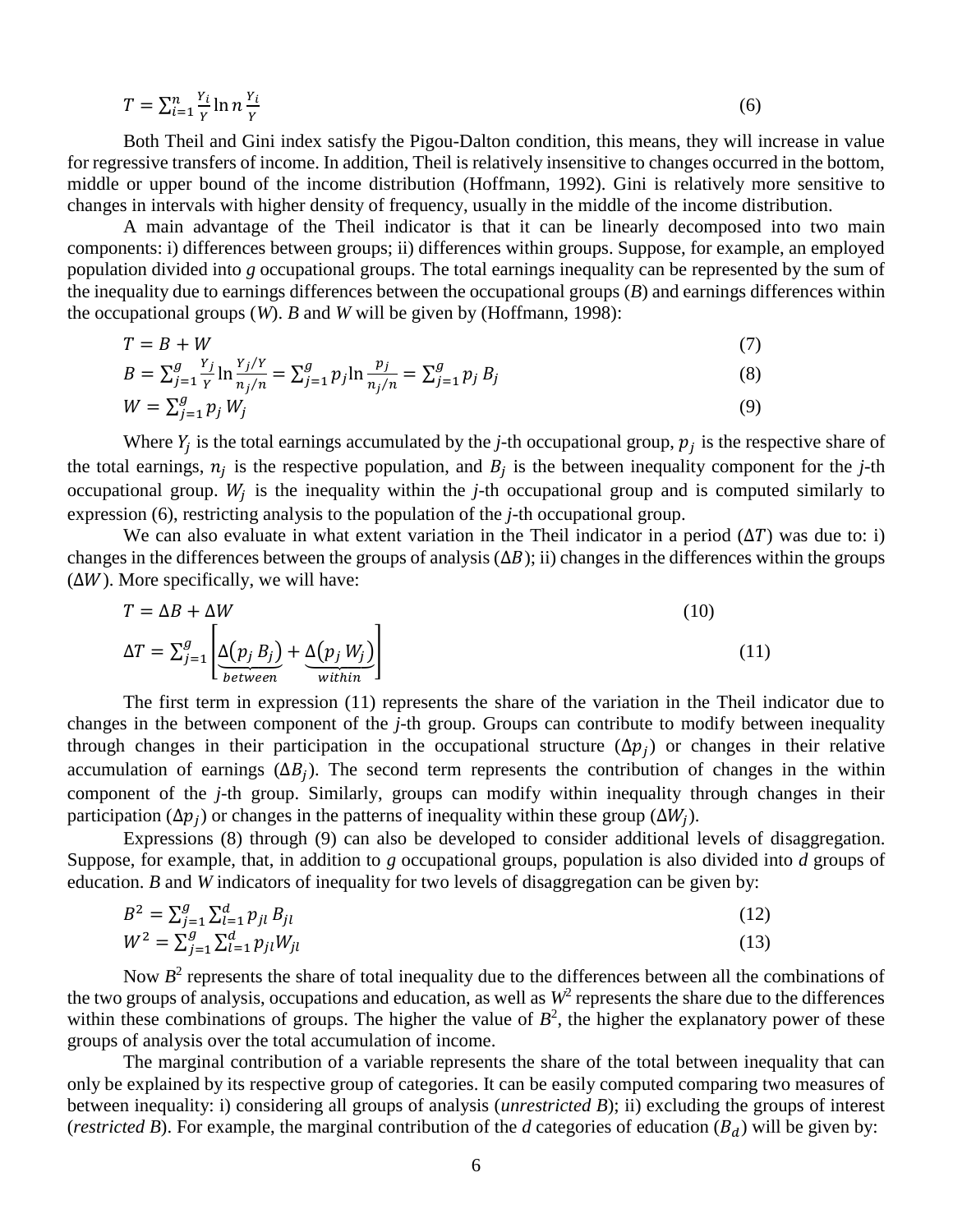$$T = \sum_{i=1}^{n} \frac{Y_i}{Y} \ln n \frac{Y_i}{Y} \tag{6}$$

Both Theil and Gini index satisfy the Pigou-Dalton condition, this means, they will increase in value for regressive transfers of income. In addition, Theil is relatively insensitive to changes occurred in the bottom, middle or upper bound of the income distribution (Hoffmann, 1992). Gini is relatively more sensitive to changes in intervals with higher density of frequency, usually in the middle of the income distribution.

A main advantage of the Theil indicator is that it can be linearly decomposed into two main components: i) differences between groups; ii) differences within groups. Suppose, for example, an employed population divided into *g* occupational groups. The total earnings inequality can be represented by the sum of the inequality due to earnings differences between the occupational groups (*B*) and earnings differences within the occupational groups (*W*). *B* and *W* will be given by (Hoffmann, 1998):

$$T = B + W \tag{7}$$

$$B = \sum_{j=1}^{g} \frac{Y_j}{Y} \ln \frac{Y_j/Y}{n_j/n} = \sum_{j=1}^{g} p_j \ln \frac{p_j}{n_j/n} = \sum_{j=1}^{g} p_j\, B_j \tag{8}$$

$$W = \sum_{j=1}^{g} p_j\, W_j \tag{9}$$

Where $Y_j$ is the total earnings accumulated by the *j*-th occupational group, $p_j$ is the respective share of the total earnings, $n_j$ is the respective population, and $B_j$ is the between inequality component for the *j*-th occupational group. $W_j$ is the inequality within the *j*-th occupational group and is computed similarly to expression (6), restricting analysis to the population of the *j*-th occupational group.

We can also evaluate in what extent variation in the Theil indicator in a period ($\Delta T$) was due to: i) changes in the differences between the groups of analysis ($\Delta B$); ii) changes in the differences within the groups ($\Delta W$). More specifically, we will have:

$$T = \Delta B + \Delta W \tag{10}$$

$$\Delta T = \sum_{j=1}^{g} \left[ \underbrace{\Delta\left(p_j\, B_j\right)}_{between} + \underbrace{\Delta\left(p_j\, W_j\right)}_{within} \right] \tag{11}$$

The first term in expression (11) represents the share of the variation in the Theil indicator due to changes in the between component of the *j*-th group. Groups can contribute to modify between inequality through changes in their participation in the occupational structure ($\Delta p_j$) or changes in their relative accumulation of earnings ($\Delta B_j$). The second term represents the contribution of changes in the within component of the *j*-th group. Similarly, groups can modify within inequality through changes in their participation ($\Delta p_j$) or changes in the patterns of inequality within these group ($\Delta W_j$).

Expressions (8) through (9) can also be developed to consider additional levels of disaggregation. Suppose, for example, that, in addition to *g* occupational groups, population is also divided into *d* groups of education. *B* and *W* indicators of inequality for two levels of disaggregation can be given by:

$$B^2 = \sum_{j=1}^{g} \sum_{l=1}^{d} p_{jl}\, B_{jl} \tag{12}$$

$$W^2 = \sum_{j=1}^{g} \sum_{l=1}^{d} p_{jl} W_{jl} \tag{13}$$

Now $B^2$ represents the share of total inequality due to the differences between all the combinations of the two groups of analysis, occupations and education, as well as $W^2$ represents the share due to the differences within these combinations of groups. The higher the value of $B^2$, the higher the explanatory power of these groups of analysis over the total accumulation of income.

The marginal contribution of a variable represents the share of the total between inequality that can only be explained by its respective group of categories. It can be easily computed comparing two measures of between inequality: i) considering all groups of analysis (*unrestricted B*); ii) excluding the groups of interest (*restricted B*). For example, the marginal contribution of the *d* categories of education ($B_d$) will be given by: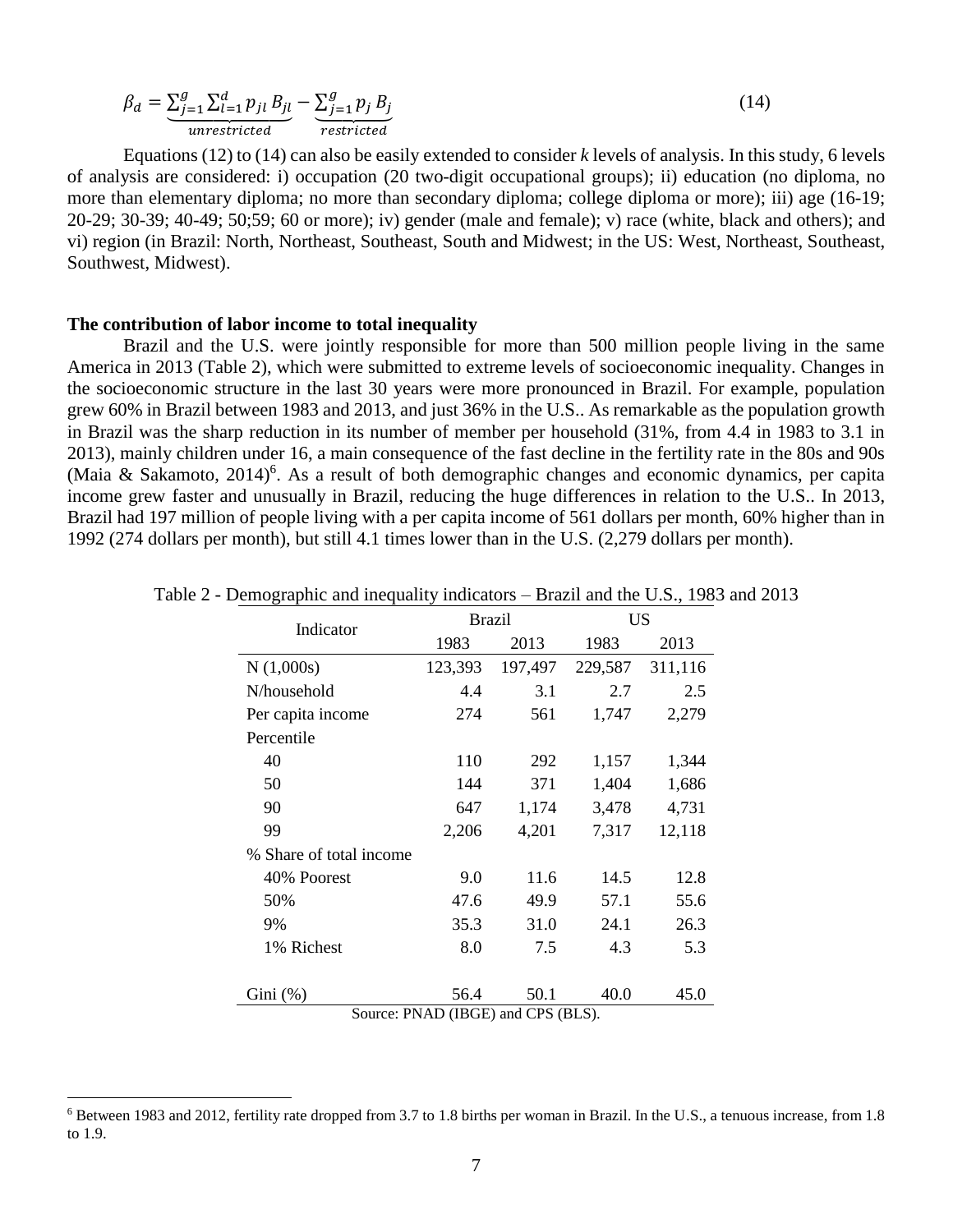$$\beta_d = \underbrace{\sum_{j=1}^{g} \sum_{l=1}^{d} p_{jl} \, B_{jl}}_{unrestricted} - \underbrace{\sum_{j=1}^{g} p_j \, B_j}_{restricted} \tag{14}$$

Equations (12) to (14) can also be easily extended to consider *k* levels of analysis. In this study, 6 levels of analysis are considered: i) occupation (20 two-digit occupational groups); ii) education (no diploma, no more than elementary diploma; no more than secondary diploma; college diploma or more); iii) age (16-19; 20-29; 30-39; 40-49; 50;59; 60 or more); iv) gender (male and female); v) race (white, black and others); and vi) region (in Brazil: North, Northeast, Southeast, South and Midwest; in the US: West, Northeast, Southeast, Southwest, Midwest).

**The contribution of labor income to total inequality**

Brazil and the U.S. were jointly responsible for more than 500 million people living in the same America in 2013 (Table 2), which were submitted to extreme levels of socioeconomic inequality. Changes in the socioeconomic structure in the last 30 years were more pronounced in Brazil. For example, population grew 60% in Brazil between 1983 and 2013, and just 36% in the U.S.. As remarkable as the population growth in Brazil was the sharp reduction in its number of member per household (31%, from 4.4 in 1983 to 3.1 in 2013), mainly children under 16, a main consequence of the fast decline in the fertility rate in the 80s and 90s (Maia & Sakamoto, 2014)[6]. As a result of both demographic changes and economic dynamics, per capita income grew faster and unusually in Brazil, reducing the huge differences in relation to the U.S.. In 2013, Brazil had 197 million of people living with a per capita income of 561 dollars per month, 60% higher than in 1992 (274 dollars per month), but still 4.1 times lower than in the U.S. (2,279 dollars per month).

Table 2 - Demographic and inequality indicators – Brazil and the U.S., 1983 and 2013

| Indicator | Brazil | | US | |
|---|---|---|---|---|
| | 1983 | 2013 | 1983 | 2013 |
| N (1,000s) | 123,393 | 197,497 | 229,587 | 311,116 |
| N/household | 4.4 | 3.1 | 2.7 | 2.5 |
| Per capita income | 274 | 561 | 1,747 | 2,279 |
| Percentile | | | | |
| 40 | 110 | 292 | 1,157 | 1,344 |
| 50 | 144 | 371 | 1,404 | 1,686 |
| 90 | 647 | 1,174 | 3,478 | 4,731 |
| 99 | 2,206 | 4,201 | 7,317 | 12,118 |
| % Share of total income | | | | |
| 40% Poorest | 9.0 | 11.6 | 14.5 | 12.8 |
| 50% | 47.6 | 49.9 | 57.1 | 55.6 |
| 9% | 35.3 | 31.0 | 24.1 | 26.3 |
| 1% Richest | 8.0 | 7.5 | 4.3 | 5.3 |
| Gini (%) | 56.4 | 50.1 | 40.0 | 45.0 |

Source: PNAD (IBGE) and CPS (BLS).

[6] Between 1983 and 2012, fertility rate dropped from 3.7 to 1.8 births per woman in Brazil. In the U.S., a tenuous increase, from 1.8 to 1.9.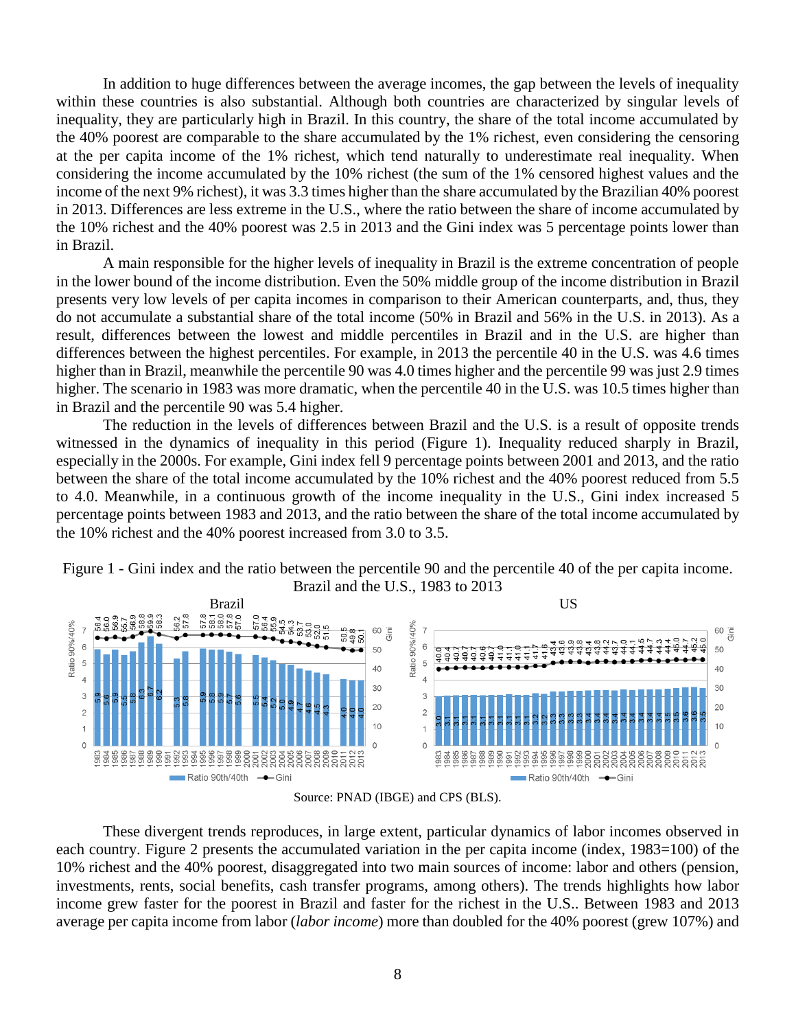In addition to huge differences between the average incomes, the gap between the levels of inequality within these countries is also substantial. Although both countries are characterized by singular levels of inequality, they are particularly high in Brazil. In this country, the share of the total income accumulated by the 40% poorest are comparable to the share accumulated by the 1% richest, even considering the censoring at the per capita income of the 1% richest, which tend naturally to underestimate real inequality. When considering the income accumulated by the 10% richest (the sum of the 1% censored highest values and the income of the next 9% richest), it was 3.3 times higher than the share accumulated by the Brazilian 40% poorest in 2013. Differences are less extreme in the U.S., where the ratio between the share of income accumulated by the 10% richest and the 40% poorest was 2.5 in 2013 and the Gini index was 5 percentage points lower than in Brazil.

A main responsible for the higher levels of inequality in Brazil is the extreme concentration of people in the lower bound of the income distribution. Even the 50% middle group of the income distribution in Brazil presents very low levels of per capita incomes in comparison to their American counterparts, and, thus, they do not accumulate a substantial share of the total income (50% in Brazil and 56% in the U.S. in 2013). As a result, differences between the lowest and middle percentiles in Brazil and in the U.S. are higher than differences between the highest percentiles. For example, in 2013 the percentile 40 in the U.S. was 4.6 times higher than in Brazil, meanwhile the percentile 90 was 4.0 times higher and the percentile 99 was just 2.9 times higher. The scenario in 1983 was more dramatic, when the percentile 40 in the U.S. was 10.5 times higher than in Brazil and the percentile 90 was 5.4 higher.

The reduction in the levels of differences between Brazil and the U.S. is a result of opposite trends witnessed in the dynamics of inequality in this period (Figure 1). Inequality reduced sharply in Brazil, especially in the 2000s. For example, Gini index fell 9 percentage points between 2001 and 2013, and the ratio between the share of the total income accumulated by the 10% richest and the 40% poorest reduced from 5.5 to 4.0. Meanwhile, in a continuous growth of the income inequality in the U.S., Gini index increased 5 percentage points between 1983 and 2013, and the ratio between the share of the total income accumulated by the 10% richest and the 40% poorest increased from 3.0 to 3.5.

Figure 1 - Gini index and the ratio between the percentile 90 and the percentile 40 of the per capita income. Brazil and the U.S., 1983 to 2013

Source: PNAD (IBGE) and CPS (BLS).

These divergent trends reproduces, in large extent, particular dynamics of labor incomes observed in each country. Figure 2 presents the accumulated variation in the per capita income (index, 1983=100) of the 10% richest and the 40% poorest, disaggregated into two main sources of income: labor and others (pension, investments, rents, social benefits, cash transfer programs, among others). The trends highlights how labor income grew faster for the poorest in Brazil and faster for the richest in the U.S.. Between 1983 and 2013 average per capita income from labor (*labor income*) more than doubled for the 40% poorest (grew 107%) and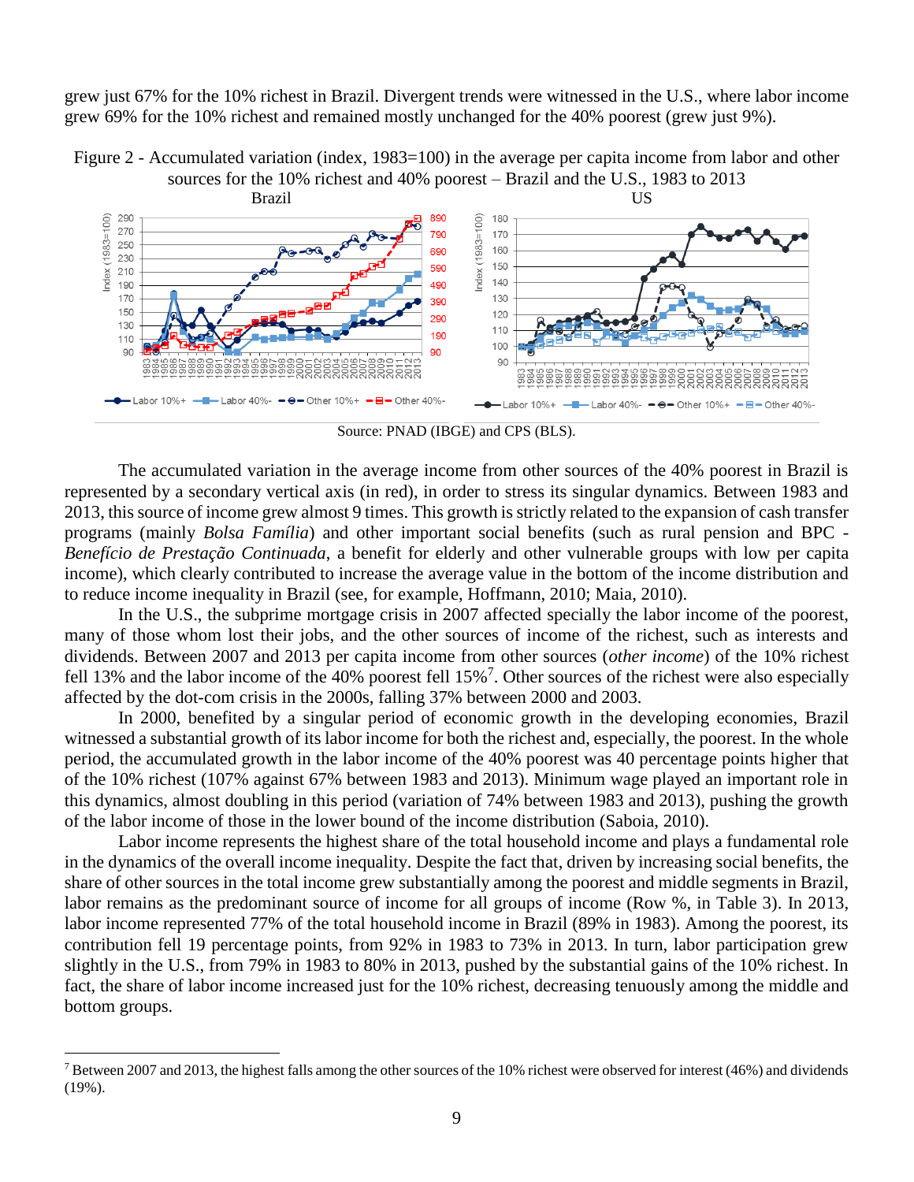grew just 67% for the 10% richest in Brazil. Divergent trends were witnessed in the U.S., where labor income grew 69% for the 10% richest and remained mostly unchanged for the 40% poorest (grew just 9%).

Figure 2 - Accumulated variation (index, 1983=100) in the average per capita income from labor and other sources for the 10% richest and 40% poorest – Brazil and the U.S., 1983 to 2013

Source: PNAD (IBGE) and CPS (BLS).

The accumulated variation in the average income from other sources of the 40% poorest in Brazil is represented by a secondary vertical axis (in red), in order to stress its singular dynamics. Between 1983 and 2013, this source of income grew almost 9 times. This growth is strictly related to the expansion of cash transfer programs (mainly *Bolsa Família*) and other important social benefits (such as rural pension and BPC - *Benefício de Prestação Continuada*, a benefit for elderly and other vulnerable groups with low per capita income), which clearly contributed to increase the average value in the bottom of the income distribution and to reduce income inequality in Brazil (see, for example, Hoffmann, 2010; Maia, 2010).

In the U.S., the subprime mortgage crisis in 2007 affected specially the labor income of the poorest, many of those whom lost their jobs, and the other sources of income of the richest, such as interests and dividends. Between 2007 and 2013 per capita income from other sources (*other income*) of the 10% richest fell 13% and the labor income of the 40% poorest fell 15%[7]. Other sources of the richest were also especially affected by the dot-com crisis in the 2000s, falling 37% between 2000 and 2003.

In 2000, benefited by a singular period of economic growth in the developing economies, Brazil witnessed a substantial growth of its labor income for both the richest and, especially, the poorest. In the whole period, the accumulated growth in the labor income of the 40% poorest was 40 percentage points higher that of the 10% richest (107% against 67% between 1983 and 2013). Minimum wage played an important role in this dynamics, almost doubling in this period (variation of 74% between 1983 and 2013), pushing the growth of the labor income of those in the lower bound of the income distribution (Saboia, 2010).

Labor income represents the highest share of the total household income and plays a fundamental role in the dynamics of the overall income inequality. Despite the fact that, driven by increasing social benefits, the share of other sources in the total income grew substantially among the poorest and middle segments in Brazil, labor remains as the predominant source of income for all groups of income (Row %, in Table 3). In 2013, labor income represented 77% of the total household income in Brazil (89% in 1983). Among the poorest, its contribution fell 19 percentage points, from 92% in 1983 to 73% in 2013. In turn, labor participation grew slightly in the U.S., from 79% in 1983 to 80% in 2013, pushed by the substantial gains of the 10% richest. In fact, the share of labor income increased just for the 10% richest, decreasing tenuously among the middle and bottom groups.

---

[7] Between 2007 and 2013, the highest falls among the other sources of the 10% richest were observed for interest (46%) and dividends (19%).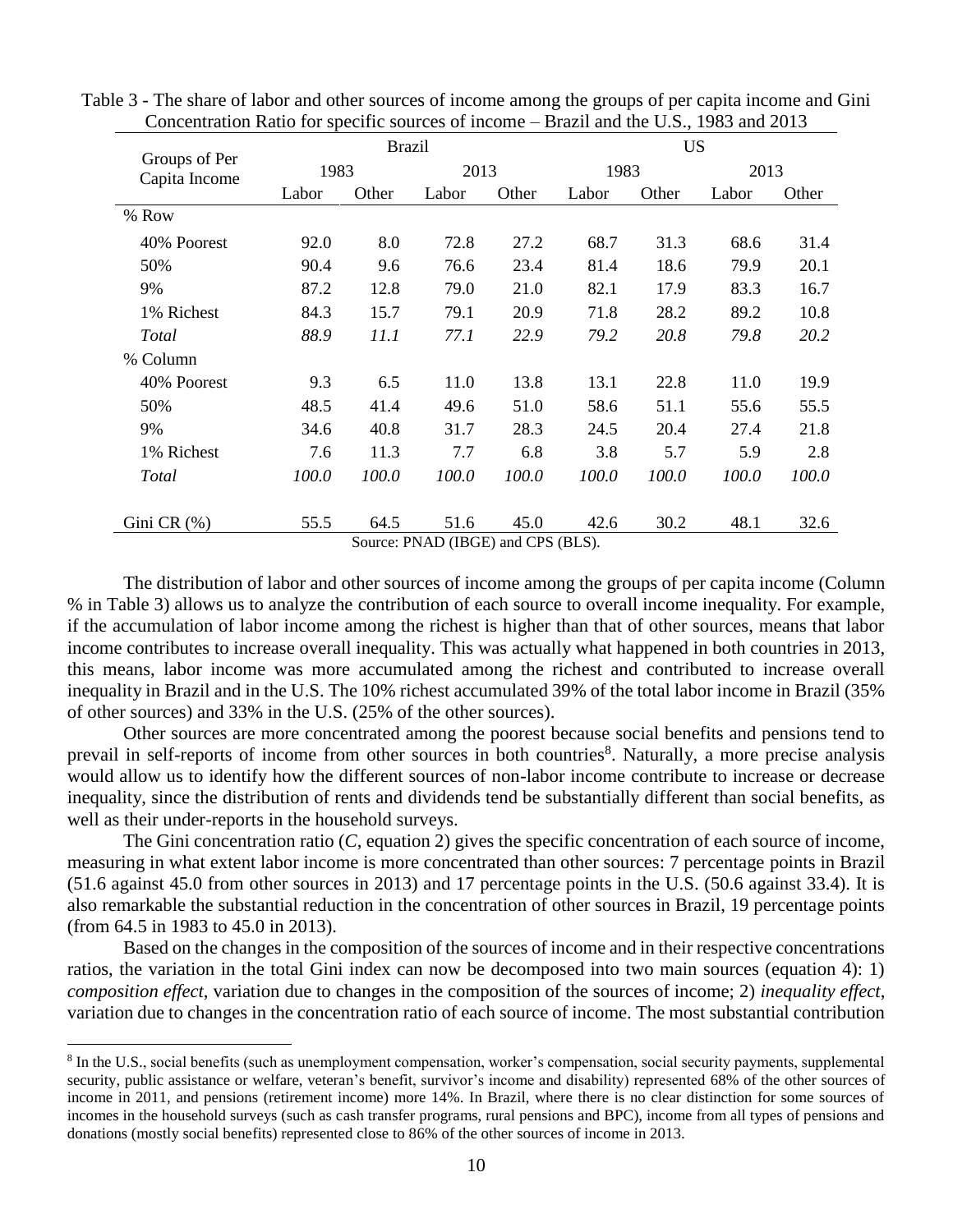Table 3 - The share of labor and other sources of income among the groups of per capita income and Gini Concentration Ratio for specific sources of income – Brazil and the U.S., 1983 and 2013

| Groups of Per Capita Income | Brazil | | | | US | | | |
|---|---|---|---|---|---|---|---|---|
| | 1983 | | 2013 | | 1983 | | 2013 | |
| | Labor | Other | Labor | Other | Labor | Other | Labor | Other |
| % Row | | | | | | | | |
| 40% Poorest | 92.0 | 8.0 | 72.8 | 27.2 | 68.7 | 31.3 | 68.6 | 31.4 |
| 50% | 90.4 | 9.6 | 76.6 | 23.4 | 81.4 | 18.6 | 79.9 | 20.1 |
| 9% | 87.2 | 12.8 | 79.0 | 21.0 | 82.1 | 17.9 | 83.3 | 16.7 |
| 1% Richest | 84.3 | 15.7 | 79.1 | 20.9 | 71.8 | 28.2 | 89.2 | 10.8 |
| *Total* | *88.9* | *11.1* | *77.1* | *22.9* | *79.2* | *20.8* | *79.8* | *20.2* |
| % Column | | | | | | | | |
| 40% Poorest | 9.3 | 6.5 | 11.0 | 13.8 | 13.1 | 22.8 | 11.0 | 19.9 |
| 50% | 48.5 | 41.4 | 49.6 | 51.0 | 58.6 | 51.1 | 55.6 | 55.5 |
| 9% | 34.6 | 40.8 | 31.7 | 28.3 | 24.5 | 20.4 | 27.4 | 21.8 |
| 1% Richest | 7.6 | 11.3 | 7.7 | 6.8 | 3.8 | 5.7 | 5.9 | 2.8 |
| *Total* | *100.0* | *100.0* | *100.0* | *100.0* | *100.0* | *100.0* | *100.0* | *100.0* |
| Gini CR (%) | 55.5 | 64.5 | 51.6 | 45.0 | 42.6 | 30.2 | 48.1 | 32.6 |

Source: PNAD (IBGE) and CPS (BLS).

The distribution of labor and other sources of income among the groups of per capita income (Column % in Table 3) allows us to analyze the contribution of each source to overall income inequality. For example, if the accumulation of labor income among the richest is higher than that of other sources, means that labor income contributes to increase overall inequality. This was actually what happened in both countries in 2013, this means, labor income was more accumulated among the richest and contributed to increase overall inequality in Brazil and in the U.S. The 10% richest accumulated 39% of the total labor income in Brazil (35% of other sources) and 33% in the U.S. (25% of the other sources).

Other sources are more concentrated among the poorest because social benefits and pensions tend to prevail in self-reports of income from other sources in both countries[8]. Naturally, a more precise analysis would allow us to identify how the different sources of non-labor income contribute to increase or decrease inequality, since the distribution of rents and dividends tend be substantially different than social benefits, as well as their under-reports in the household surveys.

The Gini concentration ratio (*C*, equation 2) gives the specific concentration of each source of income, measuring in what extent labor income is more concentrated than other sources: 7 percentage points in Brazil (51.6 against 45.0 from other sources in 2013) and 17 percentage points in the U.S. (50.6 against 33.4). It is also remarkable the substantial reduction in the concentration of other sources in Brazil, 19 percentage points (from 64.5 in 1983 to 45.0 in 2013).

Based on the changes in the composition of the sources of income and in their respective concentrations ratios, the variation in the total Gini index can now be decomposed into two main sources (equation 4): 1) *composition effect*, variation due to changes in the composition of the sources of income; 2) *inequality effect*, variation due to changes in the concentration ratio of each source of income. The most substantial contribution

[8] In the U.S., social benefits (such as unemployment compensation, worker's compensation, social security payments, supplemental security, public assistance or welfare, veteran's benefit, survivor's income and disability) represented 68% of the other sources of income in 2011, and pensions (retirement income) more 14%. In Brazil, where there is no clear distinction for some sources of incomes in the household surveys (such as cash transfer programs, rural pensions and BPC), income from all types of pensions and donations (mostly social benefits) represented close to 86% of the other sources of income in 2013.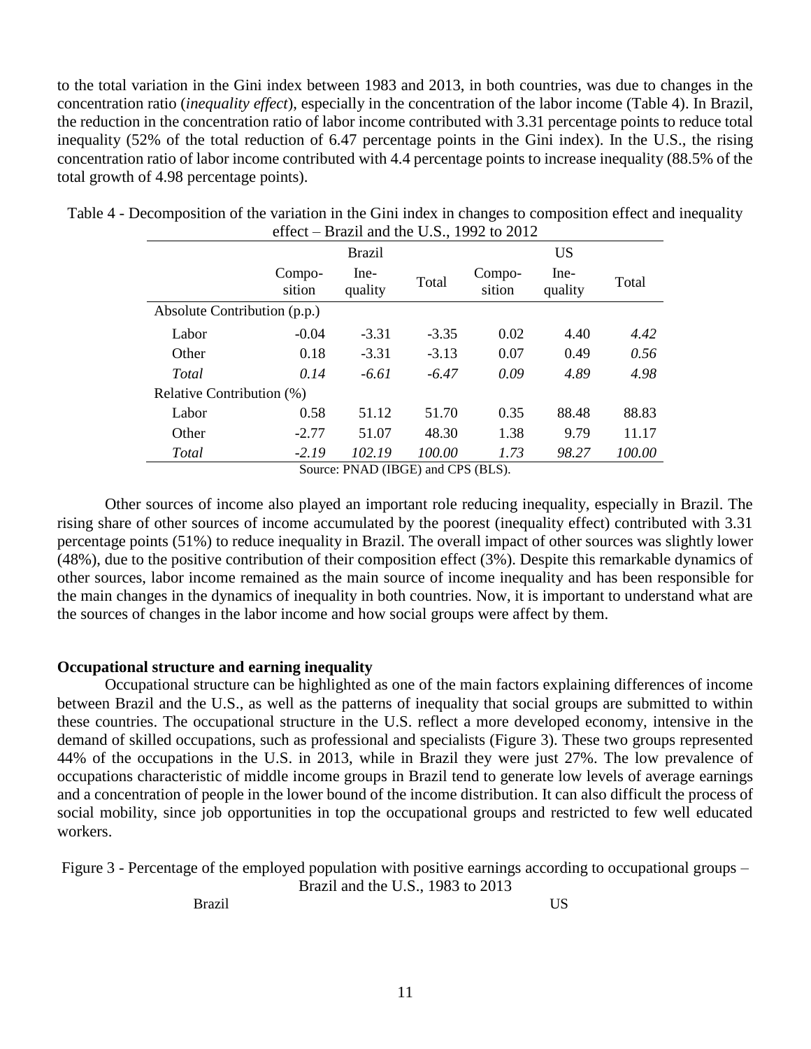to the total variation in the Gini index between 1983 and 2013, in both countries, was due to changes in the concentration ratio (*inequality effect*), especially in the concentration of the labor income (Table 4). In Brazil, the reduction in the concentration ratio of labor income contributed with 3.31 percentage points to reduce total inequality (52% of the total reduction of 6.47 percentage points in the Gini index). In the U.S., the rising concentration ratio of labor income contributed with 4.4 percentage points to increase inequality (88.5% of the total growth of 4.98 percentage points).

Table 4 - Decomposition of the variation in the Gini index in changes to composition effect and inequality effect – Brazil and the U.S., 1992 to 2012

| | Brazil | | | US | | |
|---|---|---|---|---|---|---|
| | Compo-sition | Ine-quality | Total | Compo-sition | Ine-quality | Total |
| Absolute Contribution (p.p.) | | | | | | |
| Labor | -0.04 | -3.31 | -3.35 | 0.02 | 4.40 | *4.42* |
| Other | 0.18 | -3.31 | -3.13 | 0.07 | 0.49 | *0.56* |
| *Total* | *0.14* | *-6.61* | *-6.47* | *0.09* | *4.89* | *4.98* |
| Relative Contribution (%) | | | | | | |
| Labor | 0.58 | 51.12 | 51.70 | 0.35 | 88.48 | 88.83 |
| Other | -2.77 | 51.07 | 48.30 | 1.38 | 9.79 | 11.17 |
| *Total* | *-2.19* | *102.19* | *100.00* | *1.73* | *98.27* | *100.00* |

Source: PNAD (IBGE) and CPS (BLS).

Other sources of income also played an important role reducing inequality, especially in Brazil. The rising share of other sources of income accumulated by the poorest (inequality effect) contributed with 3.31 percentage points (51%) to reduce inequality in Brazil. The overall impact of other sources was slightly lower (48%), due to the positive contribution of their composition effect (3%). Despite this remarkable dynamics of other sources, labor income remained as the main source of income inequality and has been responsible for the main changes in the dynamics of inequality in both countries. Now, it is important to understand what are the sources of changes in the labor income and how social groups were affect by them.

**Occupational structure and earning inequality**

Occupational structure can be highlighted as one of the main factors explaining differences of income between Brazil and the U.S., as well as the patterns of inequality that social groups are submitted to within these countries. The occupational structure in the U.S. reflect a more developed economy, intensive in the demand of skilled occupations, such as professional and specialists (Figure 3). These two groups represented 44% of the occupations in the U.S. in 2013, while in Brazil they were just 27%. The low prevalence of occupations characteristic of middle income groups in Brazil tend to generate low levels of average earnings and a concentration of people in the lower bound of the income distribution. It can also difficult the process of social mobility, since job opportunities in top the occupational groups and restricted to few well educated workers.

Figure 3 - Percentage of the employed population with positive earnings according to occupational groups – Brazil and the U.S., 1983 to 2013

Brazil US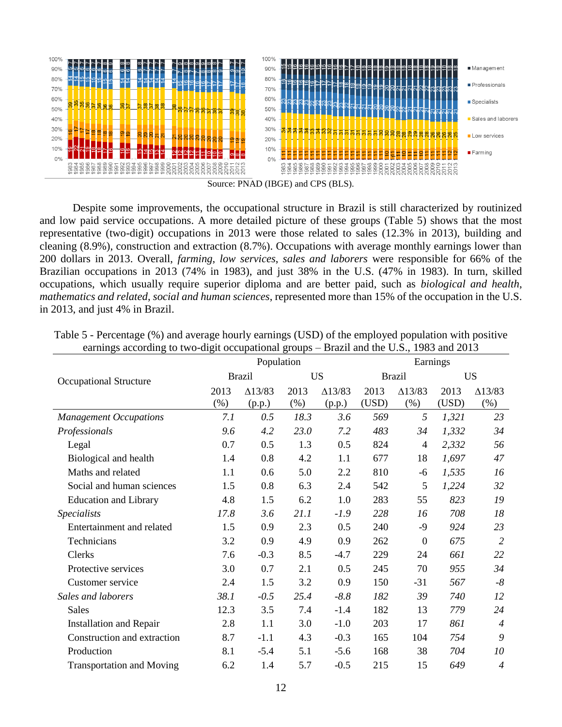Source: PNAD (IBGE) and CPS (BLS).

Despite some improvements, the occupational structure in Brazil is still characterized by routinized and low paid service occupations. A more detailed picture of these groups (Table 5) shows that the most representative (two-digit) occupations in 2013 were those related to sales (12.3% in 2013), building and cleaning (8.9%), construction and extraction (8.7%). Occupations with average monthly earnings lower than 200 dollars in 2013. Overall, *farming*, *low services*, *sales and laborers* were responsible for 66% of the Brazilian occupations in 2013 (74% in 1983), and just 38% in the U.S. (47% in 1983). In turn, skilled occupations, which usually require superior diploma and are better paid, such as *biological and health*, *mathematics and related*, *social and human sciences*, represented more than 15% of the occupation in the U.S. in 2013, and just 4% in Brazil.

Table 5 - Percentage (%) and average hourly earnings (USD) of the employed population with positive earnings according to two-digit occupational groups – Brazil and the U.S., 1983 and 2013

| Occupational Structure | Population | | | | Earnings | | | |
|---|---|---|---|---|---|---|---|---|
| | Brazil | | US | | Brazil | | US | |
| | 2013 (%) | Δ13/83 (p.p.) | 2013 (%) | Δ13/83 (p.p.) | 2013 (USD) | Δ13/83 (%) | 2013 (USD) | Δ13/83 (%) |
| *Management Occupations* | *7.1* | *0.5* | *18.3* | *3.6* | *569* | *5* | *1,321* | *23* |
| *Professionals* | *9.6* | *4.2* | *23.0* | *7.2* | *483* | *34* | *1,332* | *34* |
| Legal | 0.7 | 0.5 | 1.3 | 0.5 | 824 | 4 | *2,332* | *56* |
| Biological and health | 1.4 | 0.8 | 4.2 | 1.1 | 677 | 18 | *1,697* | *47* |
| Maths and related | 1.1 | 0.6 | 5.0 | 2.2 | 810 | -6 | *1,535* | *16* |
| Social and human sciences | 1.5 | 0.8 | 6.3 | 2.4 | 542 | 5 | *1,224* | *32* |
| Education and Library | 4.8 | 1.5 | 6.2 | 1.0 | 283 | 55 | *823* | *19* |
| *Specialists* | *17.8* | *3.6* | *21.1* | *-1.9* | *228* | *16* | *708* | *18* |
| Entertainment and related | 1.5 | 0.9 | 2.3 | 0.5 | 240 | -9 | *924* | *23* |
| Technicians | 3.2 | 0.9 | 4.9 | 0.9 | 262 | 0 | *675* | *2* |
| Clerks | 7.6 | -0.3 | 8.5 | -4.7 | 229 | 24 | *661* | *22* |
| Protective services | 3.0 | 0.7 | 2.1 | 0.5 | 245 | 70 | *955* | *34* |
| Customer service | 2.4 | 1.5 | 3.2 | 0.9 | 150 | -31 | *567* | *-8* |
| *Sales and laborers* | *38.1* | *-0.5* | *25.4* | *-8.8* | *182* | *39* | *740* | *12* |
| Sales | 12.3 | 3.5 | 7.4 | -1.4 | 182 | 13 | *779* | *24* |
| Installation and Repair | 2.8 | 1.1 | 3.0 | -1.0 | 203 | 17 | *861* | *4* |
| Construction and extraction | 8.7 | -1.1 | 4.3 | -0.3 | 165 | 104 | *754* | *9* |
| Production | 8.1 | -5.4 | 5.1 | -5.6 | 168 | 38 | *704* | *10* |
| Transportation and Moving | 6.2 | 1.4 | 5.7 | -0.5 | 215 | 15 | *649* | *4* |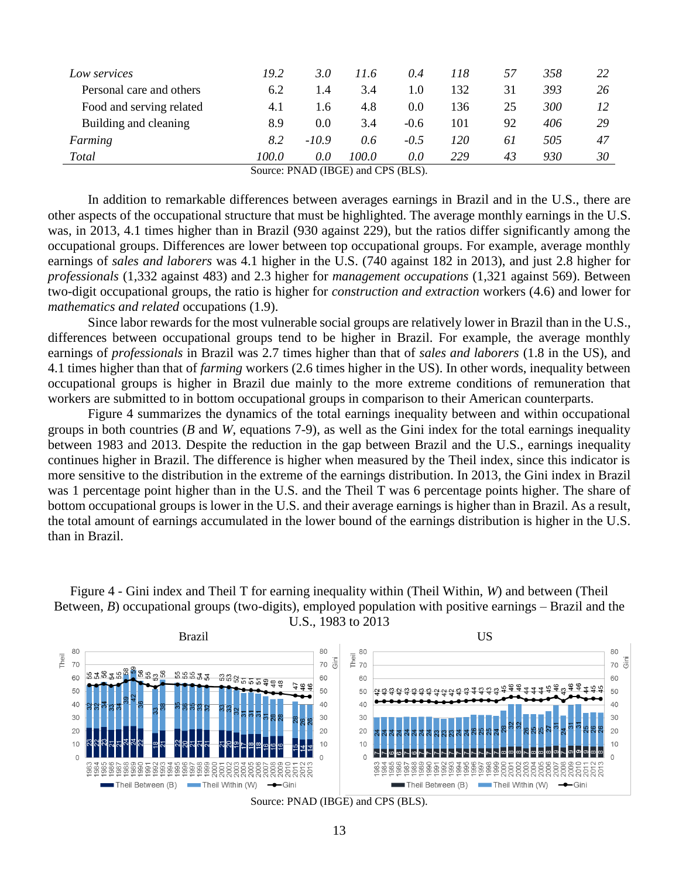| | | | | | | | | |
|---|---|---|---|---|---|---|---|---|
| *Low services* | *19.2* | *3.0* | *11.6* | *0.4* | *118* | *57* | *358* | *22* |
| Personal care and others | 6.2 | 1.4 | 3.4 | 1.0 | 132 | 31 | *393* | *26* |
| Food and serving related | 4.1 | 1.6 | 4.8 | 0.0 | 136 | 25 | *300* | *12* |
| Building and cleaning | 8.9 | 0.0 | 3.4 | -0.6 | 101 | 92 | *406* | *29* |
| *Farming* | *8.2* | *-10.9* | *0.6* | *-0.5* | *120* | *61* | *505* | *47* |
| *Total* | *100.0* | *0.0* | *100.0* | *0.0* | *229* | *43* | *930* | *30* |

Source: PNAD (IBGE) and CPS (BLS).

In addition to remarkable differences between averages earnings in Brazil and in the U.S., there are other aspects of the occupational structure that must be highlighted. The average monthly earnings in the U.S. was, in 2013, 4.1 times higher than in Brazil (930 against 229), but the ratios differ significantly among the occupational groups. Differences are lower between top occupational groups. For example, average monthly earnings of *sales and laborers* was 4.1 higher in the U.S. (740 against 182 in 2013), and just 2.8 higher for *professionals* (1,332 against 483) and 2.3 higher for *management occupations* (1,321 against 569). Between two-digit occupational groups, the ratio is higher for *construction and extraction* workers (4.6) and lower for *mathematics and related* occupations (1.9).

Since labor rewards for the most vulnerable social groups are relatively lower in Brazil than in the U.S., differences between occupational groups tend to be higher in Brazil. For example, the average monthly earnings of *professionals* in Brazil was 2.7 times higher than that of *sales and laborers* (1.8 in the US), and 4.1 times higher than that of *farming* workers (2.6 times higher in the US). In other words, inequality between occupational groups is higher in Brazil due mainly to the more extreme conditions of remuneration that workers are submitted to in bottom occupational groups in comparison to their American counterparts.

Figure 4 summarizes the dynamics of the total earnings inequality between and within occupational groups in both countries (*B* and *W*, equations 7-9), as well as the Gini index for the total earnings inequality between 1983 and 2013. Despite the reduction in the gap between Brazil and the U.S., earnings inequality continues higher in Brazil. The difference is higher when measured by the Theil index, since this indicator is more sensitive to the distribution in the extreme of the earnings distribution. In 2013, the Gini index in Brazil was 1 percentage point higher than in the U.S. and the Theil T was 6 percentage points higher. The share of bottom occupational groups is lower in the U.S. and their average earnings is higher than in Brazil. As a result, the total amount of earnings accumulated in the lower bound of the earnings distribution is higher in the U.S. than in Brazil.

Figure 4 - Gini index and Theil T for earning inequality within (Theil Within, *W*) and between (Theil Between, *B*) occupational groups (two-digits), employed population with positive earnings – Brazil and the U.S., 1983 to 2013

Source: PNAD (IBGE) and CPS (BLS).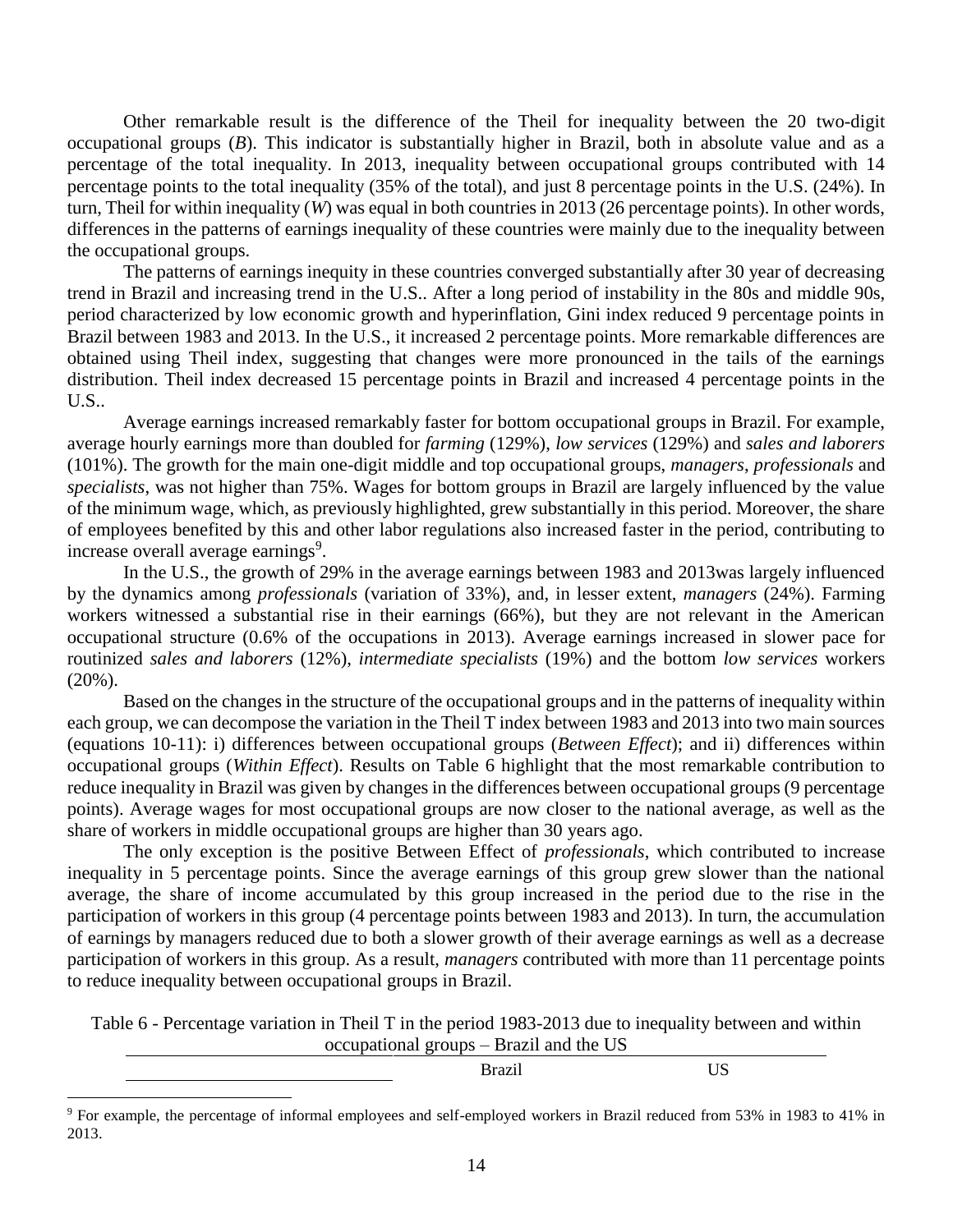Other remarkable result is the difference of the Theil for inequality between the 20 two-digit occupational groups (*B*). This indicator is substantially higher in Brazil, both in absolute value and as a percentage of the total inequality. In 2013, inequality between occupational groups contributed with 14 percentage points to the total inequality (35% of the total), and just 8 percentage points in the U.S. (24%). In turn, Theil for within inequality (*W*) was equal in both countries in 2013 (26 percentage points). In other words, differences in the patterns of earnings inequality of these countries were mainly due to the inequality between the occupational groups.

The patterns of earnings inequity in these countries converged substantially after 30 year of decreasing trend in Brazil and increasing trend in the U.S.. After a long period of instability in the 80s and middle 90s, period characterized by low economic growth and hyperinflation, Gini index reduced 9 percentage points in Brazil between 1983 and 2013. In the U.S., it increased 2 percentage points. More remarkable differences are obtained using Theil index, suggesting that changes were more pronounced in the tails of the earnings distribution. Theil index decreased 15 percentage points in Brazil and increased 4 percentage points in the U.S..

Average earnings increased remarkably faster for bottom occupational groups in Brazil. For example, average hourly earnings more than doubled for *farming* (129%), *low services* (129%) and *sales and laborers* (101%). The growth for the main one-digit middle and top occupational groups, *managers*, *professionals* and *specialists*, was not higher than 75%. Wages for bottom groups in Brazil are largely influenced by the value of the minimum wage, which, as previously highlighted, grew substantially in this period. Moreover, the share of employees benefited by this and other labor regulations also increased faster in the period, contributing to increase overall average earnings[9].

In the U.S., the growth of 29% in the average earnings between 1983 and 2013was largely influenced by the dynamics among *professionals* (variation of 33%), and, in lesser extent, *managers* (24%). Farming workers witnessed a substantial rise in their earnings (66%), but they are not relevant in the American occupational structure (0.6% of the occupations in 2013). Average earnings increased in slower pace for routinized *sales and laborers* (12%), *intermediate specialists* (19%) and the bottom *low services* workers (20%).

Based on the changes in the structure of the occupational groups and in the patterns of inequality within each group, we can decompose the variation in the Theil T index between 1983 and 2013 into two main sources (equations 10-11): i) differences between occupational groups (*Between Effect*); and ii) differences within occupational groups (*Within Effect*). Results on Table 6 highlight that the most remarkable contribution to reduce inequality in Brazil was given by changes in the differences between occupational groups (9 percentage points). Average wages for most occupational groups are now closer to the national average, as well as the share of workers in middle occupational groups are higher than 30 years ago.

The only exception is the positive Between Effect of *professionals*, which contributed to increase inequality in 5 percentage points. Since the average earnings of this group grew slower than the national average, the share of income accumulated by this group increased in the period due to the rise in the participation of workers in this group (4 percentage points between 1983 and 2013). In turn, the accumulation of earnings by managers reduced due to both a slower growth of their average earnings as well as a decrease participation of workers in this group. As a result, *managers* contributed with more than 11 percentage points to reduce inequality between occupational groups in Brazil.

Table 6 - Percentage variation in Theil T in the period 1983-2013 due to inequality between and within occupational groups – Brazil and the US

| | Brazil | US |
|---|---|---|

[9] For example, the percentage of informal employees and self-employed workers in Brazil reduced from 53% in 1983 to 41% in 2013.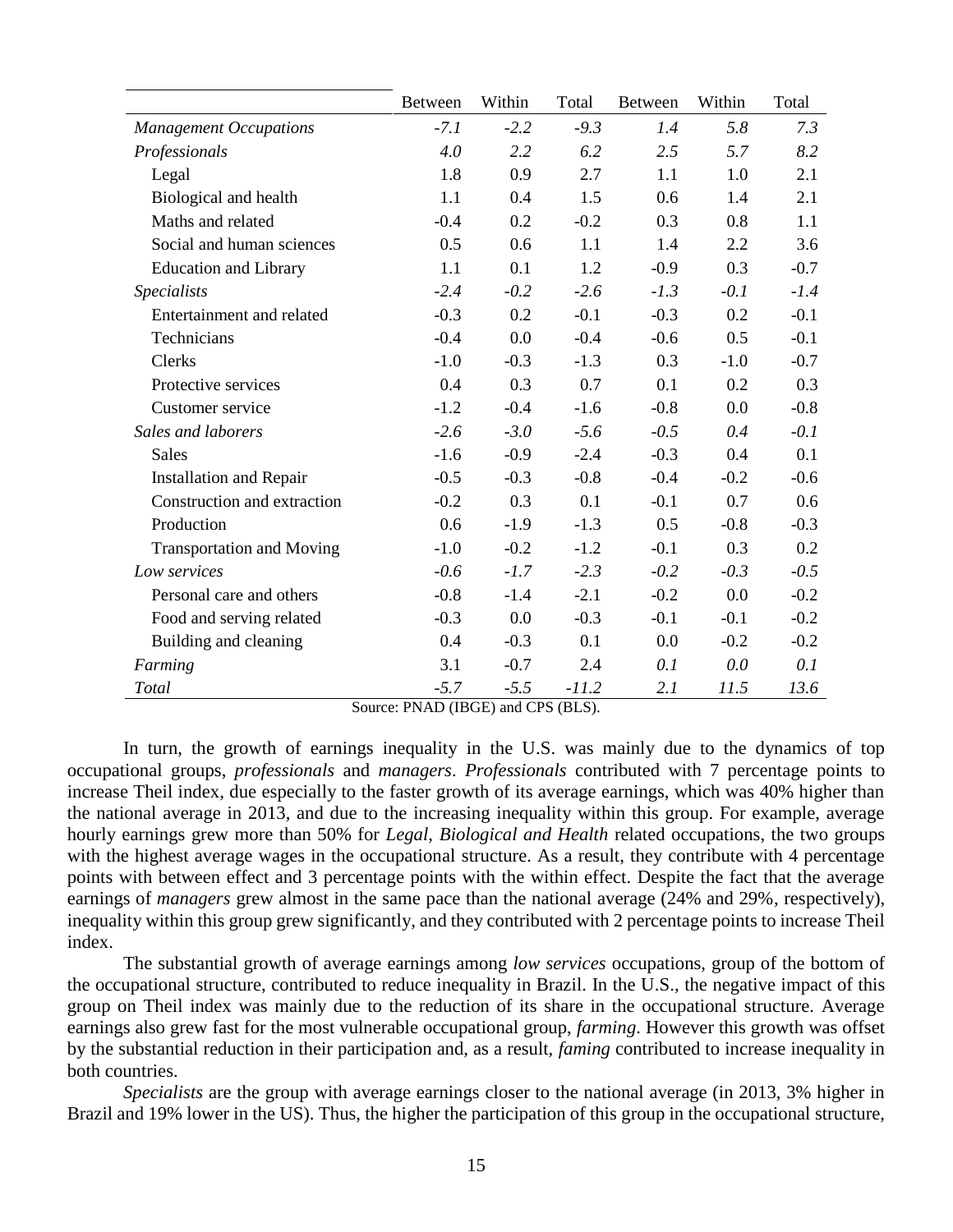| | Between | Within | Total | Between | Within | Total |
|---|---|---|---|---|---|---|
| *Management Occupations* | *-7.1* | *-2.2* | *-9.3* | *1.4* | *5.8* | *7.3* |
| *Professionals* | *4.0* | *2.2* | *6.2* | *2.5* | *5.7* | *8.2* |
| Legal | 1.8 | 0.9 | 2.7 | 1.1 | 1.0 | 2.1 |
| Biological and health | 1.1 | 0.4 | 1.5 | 0.6 | 1.4 | 2.1 |
| Maths and related | -0.4 | 0.2 | -0.2 | 0.3 | 0.8 | 1.1 |
| Social and human sciences | 0.5 | 0.6 | 1.1 | 1.4 | 2.2 | 3.6 |
| Education and Library | 1.1 | 0.1 | 1.2 | -0.9 | 0.3 | -0.7 |
| *Specialists* | *-2.4* | *-0.2* | *-2.6* | *-1.3* | *-0.1* | *-1.4* |
| Entertainment and related | -0.3 | 0.2 | -0.1 | -0.3 | 0.2 | -0.1 |
| Technicians | -0.4 | 0.0 | -0.4 | -0.6 | 0.5 | -0.1 |
| Clerks | -1.0 | -0.3 | -1.3 | 0.3 | -1.0 | -0.7 |
| Protective services | 0.4 | 0.3 | 0.7 | 0.1 | 0.2 | 0.3 |
| Customer service | -1.2 | -0.4 | -1.6 | -0.8 | 0.0 | -0.8 |
| *Sales and laborers* | *-2.6* | *-3.0* | *-5.6* | *-0.5* | *0.4* | *-0.1* |
| Sales | -1.6 | -0.9 | -2.4 | -0.3 | 0.4 | 0.1 |
| Installation and Repair | -0.5 | -0.3 | -0.8 | -0.4 | -0.2 | -0.6 |
| Construction and extraction | -0.2 | 0.3 | 0.1 | -0.1 | 0.7 | 0.6 |
| Production | 0.6 | -1.9 | -1.3 | 0.5 | -0.8 | -0.3 |
| Transportation and Moving | -1.0 | -0.2 | -1.2 | -0.1 | 0.3 | 0.2 |
| *Low services* | *-0.6* | *-1.7* | *-2.3* | *-0.2* | *-0.3* | *-0.5* |
| Personal care and others | -0.8 | -1.4 | -2.1 | -0.2 | 0.0 | -0.2 |
| Food and serving related | -0.3 | 0.0 | -0.3 | -0.1 | -0.1 | -0.2 |
| Building and cleaning | 0.4 | -0.3 | 0.1 | 0.0 | -0.2 | -0.2 |
| *Farming* | 3.1 | -0.7 | 2.4 | *0.1* | *0.0* | *0.1* |
| *Total* | *-5.7* | *-5.5* | *-11.2* | *2.1* | *11.5* | *13.6* |

Source: PNAD (IBGE) and CPS (BLS).

In turn, the growth of earnings inequality in the U.S. was mainly due to the dynamics of top occupational groups, *professionals* and *managers*. *Professionals* contributed with 7 percentage points to increase Theil index, due especially to the faster growth of its average earnings, which was 40% higher than the national average in 2013, and due to the increasing inequality within this group. For example, average hourly earnings grew more than 50% for *Legal*, *Biological and Health* related occupations, the two groups with the highest average wages in the occupational structure. As a result, they contribute with 4 percentage points with between effect and 3 percentage points with the within effect. Despite the fact that the average earnings of *managers* grew almost in the same pace than the national average (24% and 29%, respectively), inequality within this group grew significantly, and they contributed with 2 percentage points to increase Theil index.

The substantial growth of average earnings among *low services* occupations, group of the bottom of the occupational structure, contributed to reduce inequality in Brazil. In the U.S., the negative impact of this group on Theil index was mainly due to the reduction of its share in the occupational structure. Average earnings also grew fast for the most vulnerable occupational group, *farming*. However this growth was offset by the substantial reduction in their participation and, as a result, *faming* contributed to increase inequality in both countries.

*Specialists* are the group with average earnings closer to the national average (in 2013, 3% higher in Brazil and 19% lower in the US). Thus, the higher the participation of this group in the occupational structure,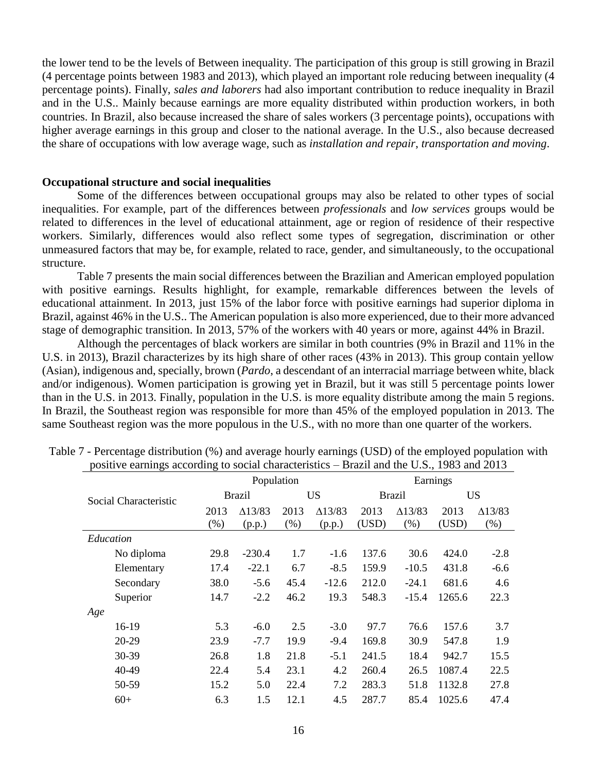the lower tend to be the levels of Between inequality. The participation of this group is still growing in Brazil (4 percentage points between 1983 and 2013), which played an important role reducing between inequality (4 percentage points). Finally, *sales and laborers* had also important contribution to reduce inequality in Brazil and in the U.S.. Mainly because earnings are more equality distributed within production workers, in both countries. In Brazil, also because increased the share of sales workers (3 percentage points), occupations with higher average earnings in this group and closer to the national average. In the U.S., also because decreased the share of occupations with low average wage, such as *installation and repair*, *transportation and moving*.

**Occupational structure and social inequalities**

Some of the differences between occupational groups may also be related to other types of social inequalities. For example, part of the differences between *professionals* and *low services* groups would be related to differences in the level of educational attainment, age or region of residence of their respective workers. Similarly, differences would also reflect some types of segregation, discrimination or other unmeasured factors that may be, for example, related to race, gender, and simultaneously, to the occupational structure.

Table 7 presents the main social differences between the Brazilian and American employed population with positive earnings. Results highlight, for example, remarkable differences between the levels of educational attainment. In 2013, just 15% of the labor force with positive earnings had superior diploma in Brazil, against 46% in the U.S.. The American population is also more experienced, due to their more advanced stage of demographic transition. In 2013, 57% of the workers with 40 years or more, against 44% in Brazil.

Although the percentages of black workers are similar in both countries (9% in Brazil and 11% in the U.S. in 2013), Brazil characterizes by its high share of other races (43% in 2013). This group contain yellow (Asian), indigenous and, specially, brown (*Pardo*, a descendant of an interracial marriage between white, black and/or indigenous). Women participation is growing yet in Brazil, but it was still 5 percentage points lower than in the U.S. in 2013. Finally, population in the U.S. is more equality distribute among the main 5 regions. In Brazil, the Southeast region was responsible for more than 45% of the employed population in 2013. The same Southeast region was the more populous in the U.S., with no more than one quarter of the workers.

Table 7 - Percentage distribution (%) and average hourly earnings (USD) of the employed population with positive earnings according to social characteristics – Brazil and the U.S., 1983 and 2013

| Social Characteristic | Population | | | | Earnings | | | |
|---|---|---|---|---|---|---|---|---|
| | Brazil | | US | | Brazil | | US | |
| | 2013 (%) | Δ13/83 (p.p.) | 2013 (%) | Δ13/83 (p.p.) | 2013 (USD) | Δ13/83 (%) | 2013 (USD) | Δ13/83 (%) |
| *Education* | | | | | | | | |
| No diploma | 29.8 | -230.4 | 1.7 | -1.6 | 137.6 | 30.6 | 424.0 | -2.8 |
| Elementary | 17.4 | -22.1 | 6.7 | -8.5 | 159.9 | -10.5 | 431.8 | -6.6 |
| Secondary | 38.0 | -5.6 | 45.4 | -12.6 | 212.0 | -24.1 | 681.6 | 4.6 |
| Superior | 14.7 | -2.2 | 46.2 | 19.3 | 548.3 | -15.4 | 1265.6 | 22.3 |
| *Age* | | | | | | | | |
| 16-19 | 5.3 | -6.0 | 2.5 | -3.0 | 97.7 | 76.6 | 157.6 | 3.7 |
| 20-29 | 23.9 | -7.7 | 19.9 | -9.4 | 169.8 | 30.9 | 547.8 | 1.9 |
| 30-39 | 26.8 | 1.8 | 21.8 | -5.1 | 241.5 | 18.4 | 942.7 | 15.5 |
| 40-49 | 22.4 | 5.4 | 23.1 | 4.2 | 260.4 | 26.5 | 1087.4 | 22.5 |
| 50-59 | 15.2 | 5.0 | 22.4 | 7.2 | 283.3 | 51.8 | 1132.8 | 27.8 |
| 60+ | 6.3 | 1.5 | 12.1 | 4.5 | 287.7 | 85.4 | 1025.6 | 47.4 |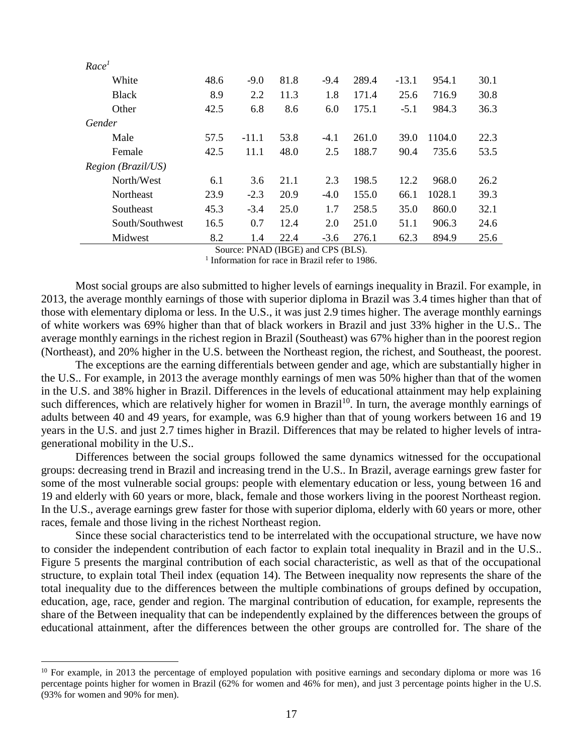| | | | | | | | | |
|---|---|---|---|---|---|---|---|---|
| *Race[1]* | | | | | | | | |
| White | 48.6 | -9.0 | 81.8 | -9.4 | 289.4 | -13.1 | 954.1 | 30.1 |
| Black | 8.9 | 2.2 | 11.3 | 1.8 | 171.4 | 25.6 | 716.9 | 30.8 |
| Other | 42.5 | 6.8 | 8.6 | 6.0 | 175.1 | -5.1 | 984.3 | 36.3 |
| *Gender* | | | | | | | | |
| Male | 57.5 | -11.1 | 53.8 | -4.1 | 261.0 | 39.0 | 1104.0 | 22.3 |
| Female | 42.5 | 11.1 | 48.0 | 2.5 | 188.7 | 90.4 | 735.6 | 53.5 |
| *Region (Brazil/US)* | | | | | | | | |
| North/West | 6.1 | 3.6 | 21.1 | 2.3 | 198.5 | 12.2 | 968.0 | 26.2 |
| Northeast | 23.9 | -2.3 | 20.9 | -4.0 | 155.0 | 66.1 | 1028.1 | 39.3 |
| Southeast | 45.3 | -3.4 | 25.0 | 1.7 | 258.5 | 35.0 | 860.0 | 32.1 |
| South/Southwest | 16.5 | 0.7 | 12.4 | 2.0 | 251.0 | 51.1 | 906.3 | 24.6 |
| Midwest | 8.2 | 1.4 | 22.4 | -3.6 | 276.1 | 62.3 | 894.9 | 25.6 |

Source: PNAD (IBGE) and CPS (BLS).

[1] Information for race in Brazil refer to 1986.

Most social groups are also submitted to higher levels of earnings inequality in Brazil. For example, in 2013, the average monthly earnings of those with superior diploma in Brazil was 3.4 times higher than that of those with elementary diploma or less. In the U.S., it was just 2.9 times higher. The average monthly earnings of white workers was 69% higher than that of black workers in Brazil and just 33% higher in the U.S.. The average monthly earnings in the richest region in Brazil (Southeast) was 67% higher than in the poorest region (Northeast), and 20% higher in the U.S. between the Northeast region, the richest, and Southeast, the poorest.

The exceptions are the earning differentials between gender and age, which are substantially higher in the U.S.. For example, in 2013 the average monthly earnings of men was 50% higher than that of the women in the U.S. and 38% higher in Brazil. Differences in the levels of educational attainment may help explaining such differences, which are relatively higher for women in Brazil[10]. In turn, the average monthly earnings of adults between 40 and 49 years, for example, was 6.9 higher than that of young workers between 16 and 19 years in the U.S. and just 2.7 times higher in Brazil. Differences that may be related to higher levels of intra-generational mobility in the U.S..

Differences between the social groups followed the same dynamics witnessed for the occupational groups: decreasing trend in Brazil and increasing trend in the U.S.. In Brazil, average earnings grew faster for some of the most vulnerable social groups: people with elementary education or less, young between 16 and 19 and elderly with 60 years or more, black, female and those workers living in the poorest Northeast region. In the U.S., average earnings grew faster for those with superior diploma, elderly with 60 years or more, other races, female and those living in the richest Northeast region.

Since these social characteristics tend to be interrelated with the occupational structure, we have now to consider the independent contribution of each factor to explain total inequality in Brazil and in the U.S.. Figure 5 presents the marginal contribution of each social characteristic, as well as that of the occupational structure, to explain total Theil index (equation 14). The Between inequality now represents the share of the total inequality due to the differences between the multiple combinations of groups defined by occupation, education, age, race, gender and region. The marginal contribution of education, for example, represents the share of the Between inequality that can be independently explained by the differences between the groups of educational attainment, after the differences between the other groups are controlled for. The share of the

[10] For example, in 2013 the percentage of employed population with positive earnings and secondary diploma or more was 16 percentage points higher for women in Brazil (62% for women and 46% for men), and just 3 percentage points higher in the U.S. (93% for women and 90% for men).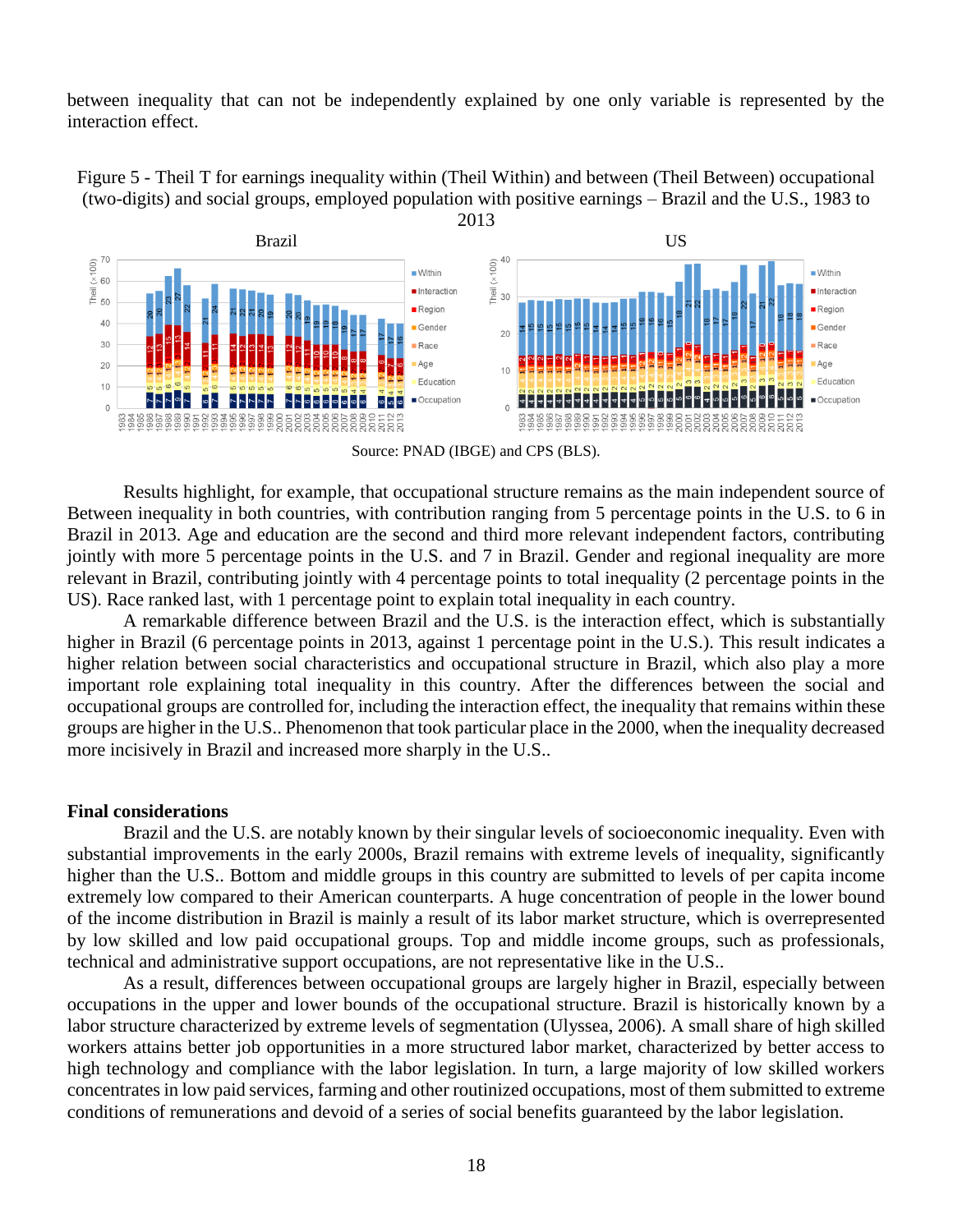between inequality that can not be independently explained by one only variable is represented by the interaction effect.

Figure 5 - Theil T for earnings inequality within (Theil Within) and between (Theil Between) occupational (two-digits) and social groups, employed population with positive earnings – Brazil and the U.S., 1983 to 2013

Source: PNAD (IBGE) and CPS (BLS).

Results highlight, for example, that occupational structure remains as the main independent source of Between inequality in both countries, with contribution ranging from 5 percentage points in the U.S. to 6 in Brazil in 2013. Age and education are the second and third more relevant independent factors, contributing jointly with more 5 percentage points in the U.S. and 7 in Brazil. Gender and regional inequality are more relevant in Brazil, contributing jointly with 4 percentage points to total inequality (2 percentage points in the US). Race ranked last, with 1 percentage point to explain total inequality in each country.

A remarkable difference between Brazil and the U.S. is the interaction effect, which is substantially higher in Brazil (6 percentage points in 2013, against 1 percentage point in the U.S.). This result indicates a higher relation between social characteristics and occupational structure in Brazil, which also play a more important role explaining total inequality in this country. After the differences between the social and occupational groups are controlled for, including the interaction effect, the inequality that remains within these groups are higher in the U.S.. Phenomenon that took particular place in the 2000, when the inequality decreased more incisively in Brazil and increased more sharply in the U.S..

## Final considerations

Brazil and the U.S. are notably known by their singular levels of socioeconomic inequality. Even with substantial improvements in the early 2000s, Brazil remains with extreme levels of inequality, significantly higher than the U.S.. Bottom and middle groups in this country are submitted to levels of per capita income extremely low compared to their American counterparts. A huge concentration of people in the lower bound of the income distribution in Brazil is mainly a result of its labor market structure, which is overrepresented by low skilled and low paid occupational groups. Top and middle income groups, such as professionals, technical and administrative support occupations, are not representative like in the U.S..

As a result, differences between occupational groups are largely higher in Brazil, especially between occupations in the upper and lower bounds of the occupational structure. Brazil is historically known by a labor structure characterized by extreme levels of segmentation (Ulyssea, 2006). A small share of high skilled workers attains better job opportunities in a more structured labor market, characterized by better access to high technology and compliance with the labor legislation. In turn, a large majority of low skilled workers concentrates in low paid services, farming and other routinized occupations, most of them submitted to extreme conditions of remunerations and devoid of a series of social benefits guaranteed by the labor legislation.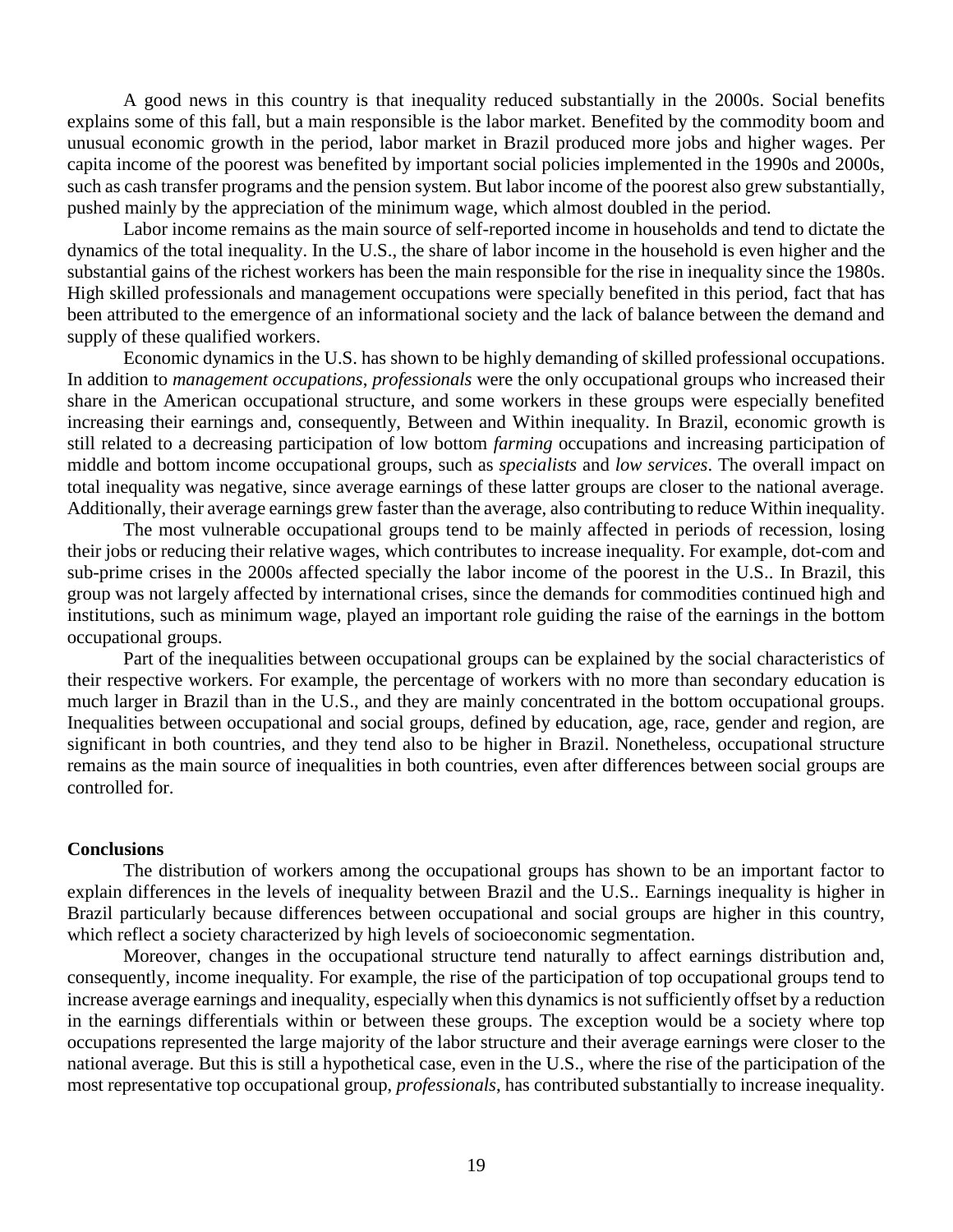A good news in this country is that inequality reduced substantially in the 2000s. Social benefits explains some of this fall, but a main responsible is the labor market. Benefited by the commodity boom and unusual economic growth in the period, labor market in Brazil produced more jobs and higher wages. Per capita income of the poorest was benefited by important social policies implemented in the 1990s and 2000s, such as cash transfer programs and the pension system. But labor income of the poorest also grew substantially, pushed mainly by the appreciation of the minimum wage, which almost doubled in the period.

Labor income remains as the main source of self-reported income in households and tend to dictate the dynamics of the total inequality. In the U.S., the share of labor income in the household is even higher and the substantial gains of the richest workers has been the main responsible for the rise in inequality since the 1980s. High skilled professionals and management occupations were specially benefited in this period, fact that has been attributed to the emergence of an informational society and the lack of balance between the demand and supply of these qualified workers.

Economic dynamics in the U.S. has shown to be highly demanding of skilled professional occupations. In addition to *management occupations*, *professionals* were the only occupational groups who increased their share in the American occupational structure, and some workers in these groups were especially benefited increasing their earnings and, consequently, Between and Within inequality. In Brazil, economic growth is still related to a decreasing participation of low bottom *farming* occupations and increasing participation of middle and bottom income occupational groups, such as *specialists* and *low services*. The overall impact on total inequality was negative, since average earnings of these latter groups are closer to the national average. Additionally, their average earnings grew faster than the average, also contributing to reduce Within inequality.

The most vulnerable occupational groups tend to be mainly affected in periods of recession, losing their jobs or reducing their relative wages, which contributes to increase inequality. For example, dot-com and sub-prime crises in the 2000s affected specially the labor income of the poorest in the U.S.. In Brazil, this group was not largely affected by international crises, since the demands for commodities continued high and institutions, such as minimum wage, played an important role guiding the raise of the earnings in the bottom occupational groups.

Part of the inequalities between occupational groups can be explained by the social characteristics of their respective workers. For example, the percentage of workers with no more than secondary education is much larger in Brazil than in the U.S., and they are mainly concentrated in the bottom occupational groups. Inequalities between occupational and social groups, defined by education, age, race, gender and region, are significant in both countries, and they tend also to be higher in Brazil. Nonetheless, occupational structure remains as the main source of inequalities in both countries, even after differences between social groups are controlled for.

**Conclusions**

The distribution of workers among the occupational groups has shown to be an important factor to explain differences in the levels of inequality between Brazil and the U.S.. Earnings inequality is higher in Brazil particularly because differences between occupational and social groups are higher in this country, which reflect a society characterized by high levels of socioeconomic segmentation.

Moreover, changes in the occupational structure tend naturally to affect earnings distribution and, consequently, income inequality. For example, the rise of the participation of top occupational groups tend to increase average earnings and inequality, especially when this dynamics is not sufficiently offset by a reduction in the earnings differentials within or between these groups. The exception would be a society where top occupations represented the large majority of the labor structure and their average earnings were closer to the national average. But this is still a hypothetical case, even in the U.S., where the rise of the participation of the most representative top occupational group, *professionals*, has contributed substantially to increase inequality.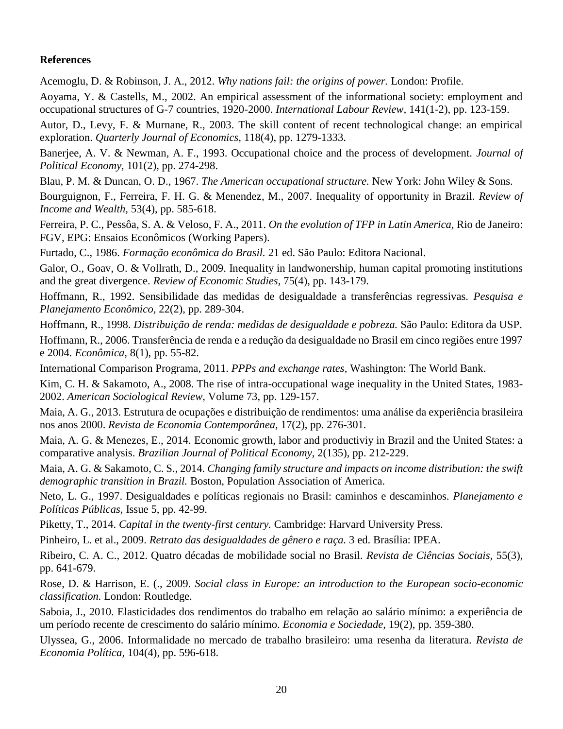**References**

Acemoglu, D. & Robinson, J. A., 2012. *Why nations fail: the origins of power.* London: Profile.

Aoyama, Y. & Castells, M., 2002. An empirical assessment of the informational society: employment and occupational structures of G-7 countries, 1920-2000. *International Labour Review*, 141(1-2), pp. 123-159.

Autor, D., Levy, F. & Murnane, R., 2003. The skill content of recent technological change: an empirical exploration. *Quarterly Journal of Economics,* 118(4), pp. 1279-1333.

Banerjee, A. V. & Newman, A. F., 1993. Occupational choice and the process of development. *Journal of Political Economy,* 101(2), pp. 274-298.

Blau, P. M. & Duncan, O. D., 1967. *The American occupational structure.* New York: John Wiley & Sons.

Bourguignon, F., Ferreira, F. H. G. & Menendez, M., 2007. Inequality of opportunity in Brazil. *Review of Income and Wealth,* 53(4), pp. 585-618.

Ferreira, P. C., Pessôa, S. A. & Veloso, F. A., 2011. *On the evolution of TFP in Latin America,* Rio de Janeiro: FGV, EPG: Ensaios Econômicos (Working Papers).

Furtado, C., 1986. *Formação econômica do Brasil.* 21 ed. São Paulo: Editora Nacional.

Galor, O., Goav, O. & Vollrath, D., 2009. Inequality in landwonership, human capital promoting institutions and the great divergence. *Review of Economic Studies,* 75(4), pp. 143-179.

Hoffmann, R., 1992. Sensibilidade das medidas de desigualdade a transferências regressivas. *Pesquisa e Planejamento Econômico,* 22(2), pp. 289-304.

Hoffmann, R., 1998. *Distribuição de renda: medidas de desigualdade e pobreza.* São Paulo: Editora da USP.

Hoffmann, R., 2006. Transferência de renda e a redução da desigualdade no Brasil em cinco regiões entre 1997 e 2004. *Econômica,* 8(1), pp. 55-82.

International Comparison Programa, 2011. *PPPs and exchange rates,* Washington: The World Bank.

Kim, C. H. & Sakamoto, A., 2008. The rise of intra-occupational wage inequality in the United States, 1983-2002. *American Sociological Review,* Volume 73, pp. 129-157.

Maia, A. G., 2013. Estrutura de ocupações e distribuição de rendimentos: uma análise da experiência brasileira nos anos 2000. *Revista de Economia Contemporânea,* 17(2), pp. 276-301.

Maia, A. G. & Menezes, E., 2014. Economic growth, labor and productiviy in Brazil and the United States: a comparative analysis. *Brazilian Journal of Political Economy,* 2(135), pp. 212-229.

Maia, A. G. & Sakamoto, C. S., 2014. *Changing family structure and impacts on income distribution: the swift demographic transition in Brazil.* Boston, Population Association of America.

Neto, L. G., 1997. Desigualdades e políticas regionais no Brasil: caminhos e descaminhos. *Planejamento e Políticas Públicas,* Issue 5, pp. 42-99.

Piketty, T., 2014. *Capital in the twenty-first century.* Cambridge: Harvard University Press.

Pinheiro, L. et al., 2009. *Retrato das desigualdades de gênero e raça.* 3 ed. Brasília: IPEA.

Ribeiro, C. A. C., 2012. Quatro décadas de mobilidade social no Brasil. *Revista de Ciências Sociais,* 55(3), pp. 641-679.

Rose, D. & Harrison, E. (., 2009. *Social class in Europe: an introduction to the European socio-economic classification.* London: Routledge.

Saboia, J., 2010. Elasticidades dos rendimentos do trabalho em relação ao salário mínimo: a experiência de um período recente de crescimento do salário mínimo. *Economia e Sociedade,* 19(2), pp. 359-380.

Ulyssea, G., 2006. Informalidade no mercado de trabalho brasileiro: uma resenha da literatura. *Revista de Economia Política*, 104(4), pp. 596-618.